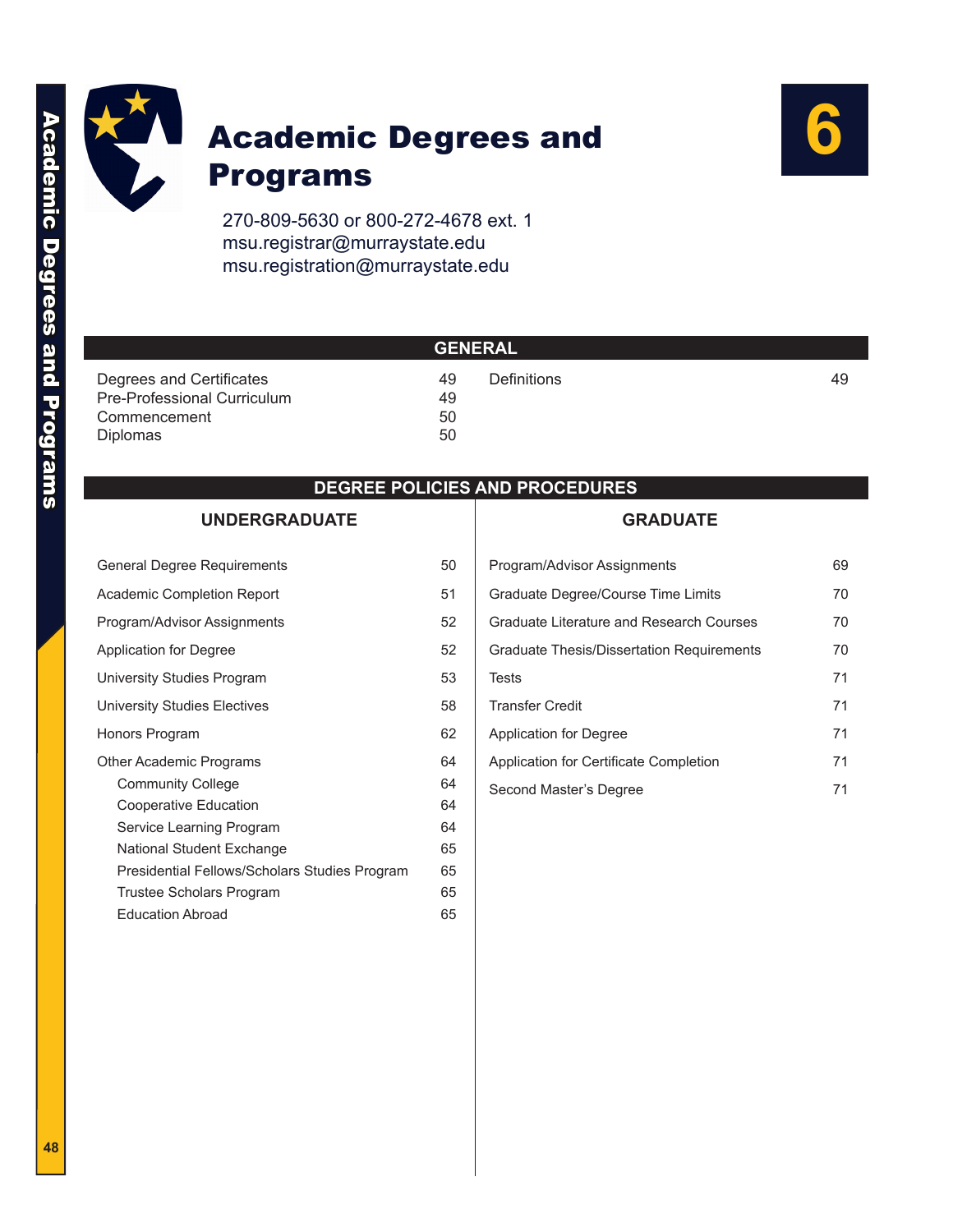# 6 Academic Degrees and Programs

270-809-5630 or 800-272-4678 ext. 1
msu.registrar@murraystate.edu
msu.registration@murraystate.edu

## GENERAL

| Topic | Page |
|---|---|
| Degrees and Certificates | 49 |
| Pre-Professional Curriculum | 49 |
| Commencement | 50 |
| Diplomas | 50 |
| Definitions | 49 |

## DEGREE POLICIES AND PROCEDURES

### UNDERGRADUATE

| Topic | Page |
|---|---|
| General Degree Requirements | 50 |
| Academic Completion Report | 51 |
| Program/Advisor Assignments | 52 |
| Application for Degree | 52 |
| University Studies Program | 53 |
| University Studies Electives | 58 |
| Honors Program | 62 |
| Other Academic Programs | 64 |
| Community College | 64 |
| Cooperative Education | 64 |
| Service Learning Program | 64 |
| National Student Exchange | 65 |
| Presidential Fellows/Scholars Studies Program | 65 |
| Trustee Scholars Program | 65 |
| Education Abroad | 65 |

### GRADUATE

| Topic | Page |
|---|---|
| Program/Advisor Assignments | 69 |
| Graduate Degree/Course Time Limits | 70 |
| Graduate Literature and Research Courses | 70 |
| Graduate Thesis/Dissertation Requirements | 70 |
| Tests | 71 |
| Transfer Credit | 71 |
| Application for Degree | 71 |
| Application for Certificate Completion | 71 |
| Second Master's Degree | 71 |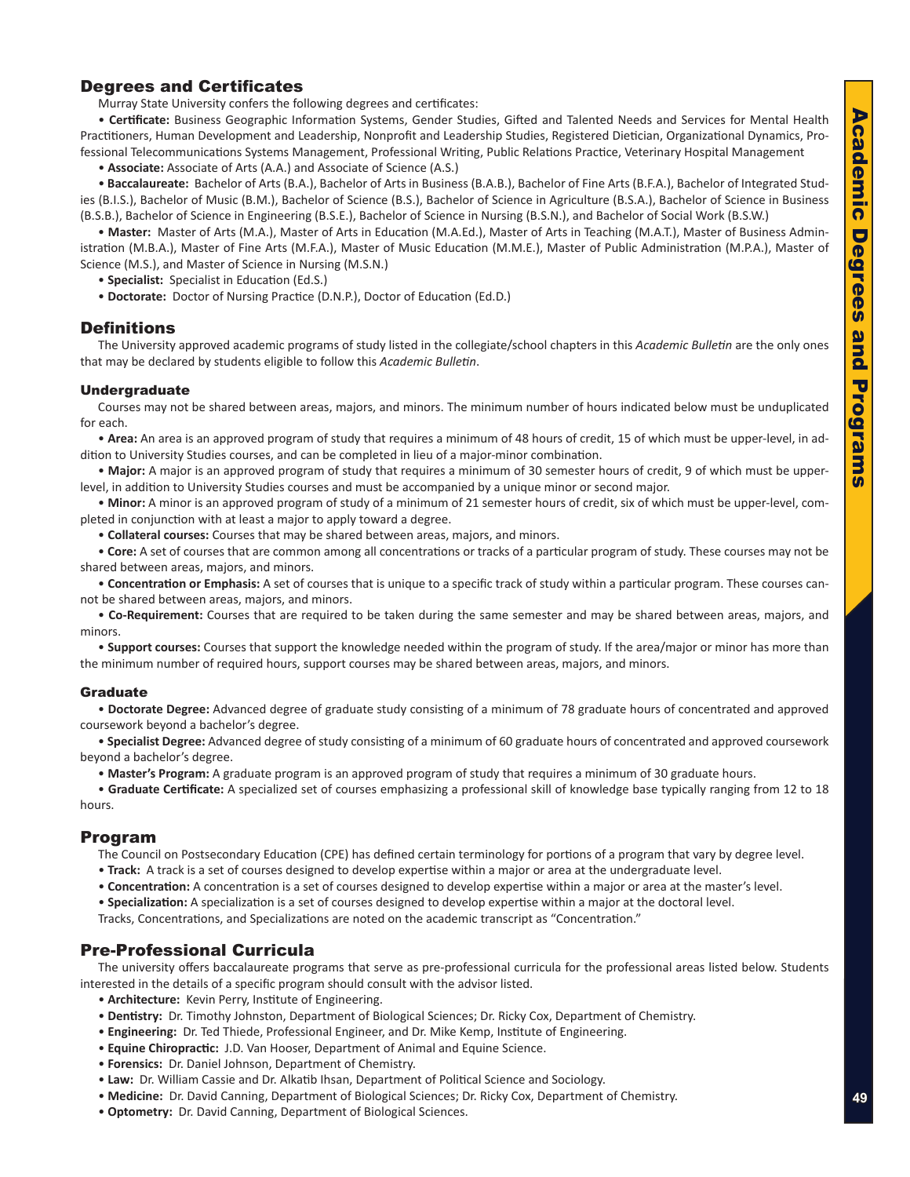## Degrees and Certificates

Murray State University confers the following degrees and certificates:

- **Certificate:** Business Geographic Information Systems, Gender Studies, Gifted and Talented Needs and Services for Mental Health Practitioners, Human Development and Leadership, Nonprofit and Leadership Studies, Registered Dietician, Organizational Dynamics, Professional Telecommunications Systems Management, Professional Writing, Public Relations Practice, Veterinary Hospital Management
- **Associate:** Associate of Arts (A.A.) and Associate of Science (A.S.)
- **Baccalaureate:** Bachelor of Arts (B.A.), Bachelor of Arts in Business (B.A.B.), Bachelor of Fine Arts (B.F.A.), Bachelor of Integrated Studies (B.I.S.), Bachelor of Music (B.M.), Bachelor of Science (B.S.), Bachelor of Science in Agriculture (B.S.A.), Bachelor of Science in Business (B.S.B.), Bachelor of Science in Engineering (B.S.E.), Bachelor of Science in Nursing (B.S.N.), and Bachelor of Social Work (B.S.W.)
- **Master:** Master of Arts (M.A.), Master of Arts in Education (M.A.Ed.), Master of Arts in Teaching (M.A.T.), Master of Business Administration (M.B.A.), Master of Fine Arts (M.F.A.), Master of Music Education (M.M.E.), Master of Public Administration (M.P.A.), Master of Science (M.S.), and Master of Science in Nursing (M.S.N.)
- **Specialist:** Specialist in Education (Ed.S.)
- **Doctorate:** Doctor of Nursing Practice (D.N.P.), Doctor of Education (Ed.D.)

## Definitions

The University approved academic programs of study listed in the collegiate/school chapters in this *Academic Bulletin* are the only ones that may be declared by students eligible to follow this *Academic Bulletin*.

### Undergraduate

Courses may not be shared between areas, majors, and minors. The minimum number of hours indicated below must be unduplicated for each.

- **Area:** An area is an approved program of study that requires a minimum of 48 hours of credit, 15 of which must be upper-level, in addition to University Studies courses, and can be completed in lieu of a major-minor combination.
- **Major:** A major is an approved program of study that requires a minimum of 30 semester hours of credit, 9 of which must be upper-level, in addition to University Studies courses and must be accompanied by a unique minor or second major.
- **Minor:** A minor is an approved program of study of a minimum of 21 semester hours of credit, six of which must be upper-level, completed in conjunction with at least a major to apply toward a degree.
- **Collateral courses:** Courses that may be shared between areas, majors, and minors.
- **Core:** A set of courses that are common among all concentrations or tracks of a particular program of study. These courses may not be shared between areas, majors, and minors.
- **Concentration or Emphasis:** A set of courses that is unique to a specific track of study within a particular program. These courses cannot be shared between areas, majors, and minors.
- **Co-Requirement:** Courses that are required to be taken during the same semester and may be shared between areas, majors, and minors.
- **Support courses:** Courses that support the knowledge needed within the program of study. If the area/major or minor has more than the minimum number of required hours, support courses may be shared between areas, majors, and minors.

### Graduate

- **Doctorate Degree:** Advanced degree of graduate study consisting of a minimum of 78 graduate hours of concentrated and approved coursework beyond a bachelor's degree.
- **Specialist Degree:** Advanced degree of study consisting of a minimum of 60 graduate hours of concentrated and approved coursework beyond a bachelor's degree.
- **Master's Program:** A graduate program is an approved program of study that requires a minimum of 30 graduate hours.
- **Graduate Certificate:** A specialized set of courses emphasizing a professional skill of knowledge base typically ranging from 12 to 18 hours.

## Program

The Council on Postsecondary Education (CPE) has defined certain terminology for portions of a program that vary by degree level.

- **Track:** A track is a set of courses designed to develop expertise within a major or area at the undergraduate level.
- **Concentration:** A concentration is a set of courses designed to develop expertise within a major or area at the master's level.
- **Specialization:** A specialization is a set of courses designed to develop expertise within a major at the doctoral level.

Tracks, Concentrations, and Specializations are noted on the academic transcript as "Concentration."

## Pre-Professional Curricula

The university offers baccalaureate programs that serve as pre-professional curricula for the professional areas listed below. Students interested in the details of a specific program should consult with the advisor listed.

- **Architecture:** Kevin Perry, Institute of Engineering.
- **Dentistry:** Dr. Timothy Johnston, Department of Biological Sciences; Dr. Ricky Cox, Department of Chemistry.
- **Engineering:** Dr. Ted Thiede, Professional Engineer, and Dr. Mike Kemp, Institute of Engineering.
- **Equine Chiropractic:** J.D. Van Hooser, Department of Animal and Equine Science.
- **Forensics:** Dr. Daniel Johnson, Department of Chemistry.
- **Law:** Dr. William Cassie and Dr. Alkatib Ihsan, Department of Political Science and Sociology.
- **Medicine:** Dr. David Canning, Department of Biological Sciences; Dr. Ricky Cox, Department of Chemistry.
- **Optometry:** Dr. David Canning, Department of Biological Sciences.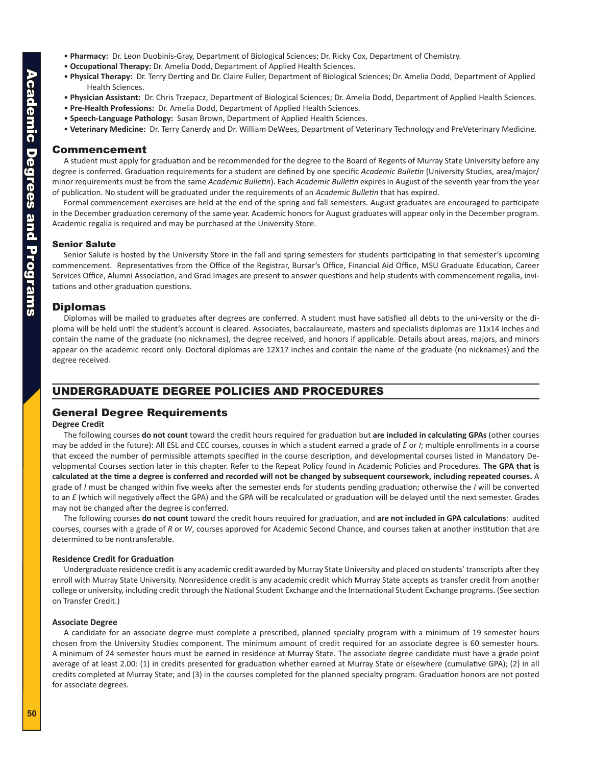- **Pharmacy:** Dr. Leon Duobinis-Gray, Department of Biological Sciences; Dr. Ricky Cox, Department of Chemistry.
- **Occupational Therapy:** Dr. Amelia Dodd, Department of Applied Health Sciences.
- **Physical Therapy:** Dr. Terry Derting and Dr. Claire Fuller, Department of Biological Sciences; Dr. Amelia Dodd, Department of Applied Health Sciences.
- **Physician Assistant:** Dr. Chris Trzepacz, Department of Biological Sciences; Dr. Amelia Dodd, Department of Applied Health Sciences.
- **Pre-Health Professions:** Dr. Amelia Dodd, Department of Applied Health Sciences.
- **Speech-Language Pathology:** Susan Brown, Department of Applied Health Sciences.
- **Veterinary Medicine:** Dr. Terry Canerdy and Dr. William DeWees, Department of Veterinary Technology and PreVeterinary Medicine.

## Commencement

A student must apply for graduation and be recommended for the degree to the Board of Regents of Murray State University before any degree is conferred. Graduation requirements for a student are defined by one specific *Academic Bulletin* (University Studies, area/major/minor requirements must be from the same *Academic Bulletin*). Each *Academic Bulletin* expires in August of the seventh year from the year of publication. No student will be graduated under the requirements of an *Academic Bulletin* that has expired.

Formal commencement exercises are held at the end of the spring and fall semesters. August graduates are encouraged to participate in the December graduation ceremony of the same year. Academic honors for August graduates will appear only in the December program. Academic regalia is required and may be purchased at the University Store.

### Senior Salute

Senior Salute is hosted by the University Store in the fall and spring semesters for students participating in that semester's upcoming commencement. Representatives from the Office of the Registrar, Bursar's Office, Financial Aid Office, MSU Graduate Education, Career Services Office, Alumni Association, and Grad Images are present to answer questions and help students with commencement regalia, invitations and other graduation questions.

## Diplomas

Diplomas will be mailed to graduates after degrees are conferred. A student must have satisfied all debts to the uni-versity or the diploma will be held until the student's account is cleared. Associates, baccalaureate, masters and specialists diplomas are 11x14 inches and contain the name of the graduate (no nicknames), the degree received, and honors if applicable. Details about areas, majors, and minors appear on the academic record only. Doctoral diplomas are 12X17 inches and contain the name of the graduate (no nicknames) and the degree received.

# UNDERGRADUATE DEGREE POLICIES AND PROCEDURES

## General Degree Requirements

**Degree Credit**

The following courses **do not count** toward the credit hours required for graduation but **are included in calculating GPAs** (other courses may be added in the future): All ESL and CEC courses, courses in which a student earned a grade of *E* or *I*; multiple enrollments in a course that exceed the number of permissible attempts specified in the course description, and developmental courses listed in Mandatory Developmental Courses section later in this chapter. Refer to the Repeat Policy found in Academic Policies and Procedures. **The GPA that is calculated at the time a degree is conferred and recorded will not be changed by subsequent coursework, including repeated courses.** A grade of *I* must be changed within five weeks after the semester ends for students pending graduation; otherwise the *I* will be converted to an *E* (which will negatively affect the GPA) and the GPA will be recalculated or graduation will be delayed until the next semester. Grades may not be changed after the degree is conferred.

The following courses **do not count** toward the credit hours required for graduation, and **are not included in GPA calculations**: audited courses, courses with a grade of *R* or *W*, courses approved for Academic Second Chance, and courses taken at another institution that are determined to be nontransferable.

**Residence Credit for Graduation**

Undergraduate residence credit is any academic credit awarded by Murray State University and placed on students' transcripts after they enroll with Murray State University. Nonresidence credit is any academic credit which Murray State accepts as transfer credit from another college or university, including credit through the National Student Exchange and the International Student Exchange programs. (See section on Transfer Credit.)

**Associate Degree**

A candidate for an associate degree must complete a prescribed, planned specialty program with a minimum of 19 semester hours chosen from the University Studies component. The minimum amount of credit required for an associate degree is 60 semester hours. A minimum of 24 semester hours must be earned in residence at Murray State. The associate degree candidate must have a grade point average of at least 2.00: (1) in credits presented for graduation whether earned at Murray State or elsewhere (cumulative GPA); (2) in all credits completed at Murray State; and (3) in the courses completed for the planned specialty program. Graduation honors are not posted for associate degrees.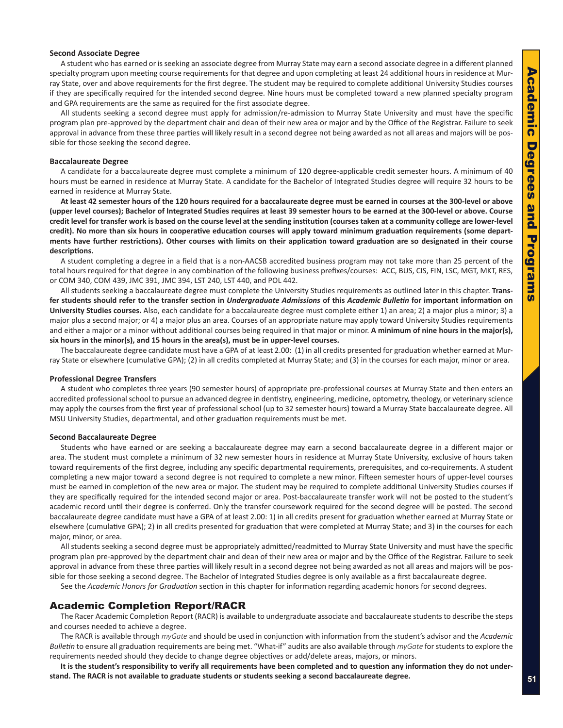### Second Associate Degree

A student who has earned or is seeking an associate degree from Murray State may earn a second associate degree in a different planned specialty program upon meeting course requirements for that degree and upon completing at least 24 additional hours in residence at Murray State, over and above requirements for the first degree. The student may be required to complete additional University Studies courses if they are specifically required for the intended second degree. Nine hours must be completed toward a new planned specialty program and GPA requirements are the same as required for the first associate degree.

All students seeking a second degree must apply for admission/re-admission to Murray State University and must have the specific program plan pre-approved by the department chair and dean of their new area or major and by the Office of the Registrar. Failure to seek approval in advance from these three parties will likely result in a second degree not being awarded as not all areas and majors will be possible for those seeking the second degree.

### Baccalaureate Degree

A candidate for a baccalaureate degree must complete a minimum of 120 degree-applicable credit semester hours. A minimum of 40 hours must be earned in residence at Murray State. A candidate for the Bachelor of Integrated Studies degree will require 32 hours to be earned in residence at Murray State.

**At least 42 semester hours of the 120 hours required for a baccalaureate degree must be earned in courses at the 300-level or above (upper level courses); Bachelor of Integrated Studies requires at least 39 semester hours to be earned at the 300-level or above. Course credit level for transfer work is based on the course level at the sending institution (courses taken at a community college are lower-level credit). No more than six hours in cooperative education courses will apply toward minimum graduation requirements (some departments have further restrictions). Other courses with limits on their application toward graduation are so designated in their course descriptions.**

A student completing a degree in a field that is a non-AACSB accredited business program may not take more than 25 percent of the total hours required for that degree in any combination of the following business prefixes/courses: ACC, BUS, CIS, FIN, LSC, MGT, MKT, RES, or COM 340, COM 439, JMC 391, JMC 394, LST 240, LST 440, and POL 442.

All students seeking a baccalaureate degree must complete the University Studies requirements as outlined later in this chapter. **Transfer students should refer to the transfer section in *Undergraduate Admissions* of this *Academic Bulletin* for important information on University Studies courses.** Also, each candidate for a baccalaureate degree must complete either 1) an area; 2) a major plus a minor; 3) a major plus a second major; or 4) a major plus an area. Courses of an appropriate nature may apply toward University Studies requirements and either a major or a minor without additional courses being required in that major or minor. **A minimum of nine hours in the major(s), six hours in the minor(s), and 15 hours in the area(s), must be in upper-level courses.**

The baccalaureate degree candidate must have a GPA of at least 2.00: (1) in all credits presented for graduation whether earned at Murray State or elsewhere (cumulative GPA); (2) in all credits completed at Murray State; and (3) in the courses for each major, minor or area.

### Professional Degree Transfers

A student who completes three years (90 semester hours) of appropriate pre-professional courses at Murray State and then enters an accredited professional school to pursue an advanced degree in dentistry, engineering, medicine, optometry, theology, or veterinary science may apply the courses from the first year of professional school (up to 32 semester hours) toward a Murray State baccalaureate degree. All MSU University Studies, departmental, and other graduation requirements must be met.

### Second Baccalaureate Degree

Students who have earned or are seeking a baccalaureate degree may earn a second baccalaureate degree in a different major or area. The student must complete a minimum of 32 new semester hours in residence at Murray State University, exclusive of hours taken toward requirements of the first degree, including any specific departmental requirements, prerequisites, and co-requirements. A student completing a new major toward a second degree is not required to complete a new minor. Fifteen semester hours of upper-level courses must be earned in completion of the new area or major. The student may be required to complete additional University Studies courses if they are specifically required for the intended second major or area. Post-baccalaureate transfer work will not be posted to the student's academic record until their degree is conferred. Only the transfer coursework required for the second degree will be posted. The second baccalaureate degree candidate must have a GPA of at least 2.00: 1) in all credits present for graduation whether earned at Murray State or elsewhere (cumulative GPA); 2) in all credits presented for graduation that were completed at Murray State; and 3) in the courses for each major, minor, or area.

All students seeking a second degree must be appropriately admitted/readmitted to Murray State University and must have the specific program plan pre-approved by the department chair and dean of their new area or major and by the Office of the Registrar. Failure to seek approval in advance from these three parties will likely result in a second degree not being awarded as not all areas and majors will be possible for those seeking a second degree. The Bachelor of Integrated Studies degree is only available as a first baccalaureate degree.

See the *Academic Honors for Graduation* section in this chapter for information regarding academic honors for second degrees.

## Academic Completion Report/RACR

The Racer Academic Completion Report (RACR) is available to undergraduate associate and baccalaureate students to describe the steps and courses needed to achieve a degree.

The RACR is available through *myGate* and should be used in conjunction with information from the student's advisor and the *Academic Bulletin* to ensure all graduation requirements are being met. "What-if" audits are also available through *myGate* for students to explore the requirements needed should they decide to change degree objectives or add/delete areas, majors, or minors.

**It is the student's responsibility to verify all requirements have been completed and to question any information they do not understand. The RACR is not available to graduate students or students seeking a second baccalaureate degree.**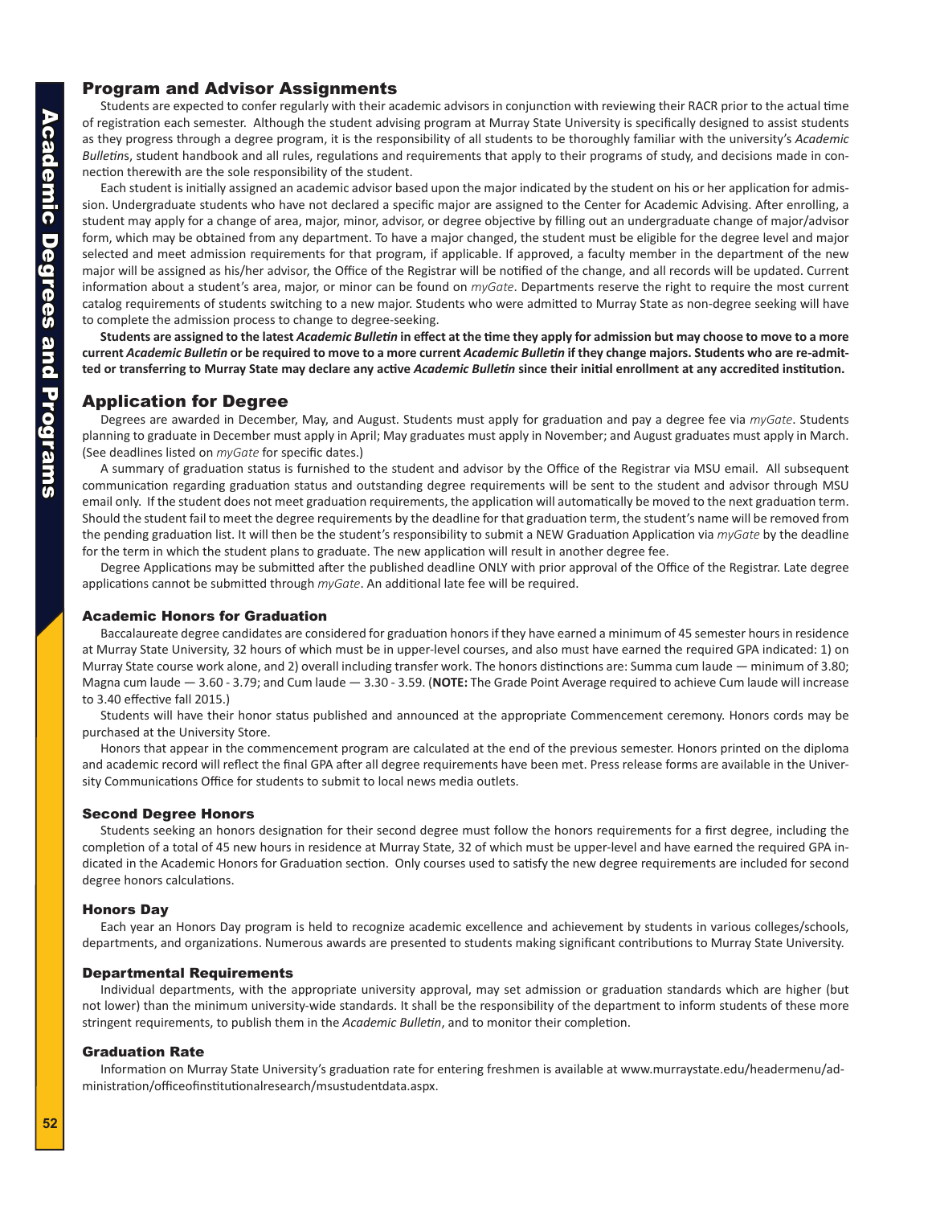## Program and Advisor Assignments

Students are expected to confer regularly with their academic advisors in conjunction with reviewing their RACR prior to the actual time of registration each semester. Although the student advising program at Murray State University is specifically designed to assist students as they progress through a degree program, it is the responsibility of all students to be thoroughly familiar with the university's *Academic Bulletin*s, student handbook and all rules, regulations and requirements that apply to their programs of study, and decisions made in connection therewith are the sole responsibility of the student.

Each student is initially assigned an academic advisor based upon the major indicated by the student on his or her application for admission. Undergraduate students who have not declared a specific major are assigned to the Center for Academic Advising. After enrolling, a student may apply for a change of area, major, minor, advisor, or degree objective by filling out an undergraduate change of major/advisor form, which may be obtained from any department. To have a major changed, the student must be eligible for the degree level and major selected and meet admission requirements for that program, if applicable. If approved, a faculty member in the department of the new major will be assigned as his/her advisor, the Office of the Registrar will be notified of the change, and all records will be updated. Current information about a student's area, major, or minor can be found on *myGate*. Departments reserve the right to require the most current catalog requirements of students switching to a new major. Students who were admitted to Murray State as non-degree seeking will have to complete the admission process to change to degree-seeking.

**Students are assigned to the latest *Academic Bulletin* in effect at the time they apply for admission but may choose to move to a more current *Academic Bulletin* or be required to move to a more current *Academic Bulletin* if they change majors. Students who are re-admitted or transferring to Murray State may declare any active *Academic Bulletin* since their initial enrollment at any accredited institution.**

## Application for Degree

Degrees are awarded in December, May, and August. Students must apply for graduation and pay a degree fee via *myGate*. Students planning to graduate in December must apply in April; May graduates must apply in November; and August graduates must apply in March. (See deadlines listed on *myGate* for specific dates.)

A summary of graduation status is furnished to the student and advisor by the Office of the Registrar via MSU email. All subsequent communication regarding graduation status and outstanding degree requirements will be sent to the student and advisor through MSU email only. If the student does not meet graduation requirements, the application will automatically be moved to the next graduation term. Should the student fail to meet the degree requirements by the deadline for that graduation term, the student's name will be removed from the pending graduation list. It will then be the student's responsibility to submit a NEW Graduation Application via *myGate* by the deadline for the term in which the student plans to graduate. The new application will result in another degree fee.

Degree Applications may be submitted after the published deadline ONLY with prior approval of the Office of the Registrar. Late degree applications cannot be submitted through *myGate*. An additional late fee will be required.

### Academic Honors for Graduation

Baccalaureate degree candidates are considered for graduation honors if they have earned a minimum of 45 semester hours in residence at Murray State University, 32 hours of which must be in upper-level courses, and also must have earned the required GPA indicated: 1) on Murray State course work alone, and 2) overall including transfer work. The honors distinctions are: Summa cum laude — minimum of 3.80; Magna cum laude — 3.60 - 3.79; and Cum laude — 3.30 - 3.59. (**NOTE:** The Grade Point Average required to achieve Cum laude will increase to 3.40 effective fall 2015.)

Students will have their honor status published and announced at the appropriate Commencement ceremony. Honors cords may be purchased at the University Store.

Honors that appear in the commencement program are calculated at the end of the previous semester. Honors printed on the diploma and academic record will reflect the final GPA after all degree requirements have been met. Press release forms are available in the University Communications Office for students to submit to local news media outlets.

### Second Degree Honors

Students seeking an honors designation for their second degree must follow the honors requirements for a first degree, including the completion of a total of 45 new hours in residence at Murray State, 32 of which must be upper-level and have earned the required GPA indicated in the Academic Honors for Graduation section. Only courses used to satisfy the new degree requirements are included for second degree honors calculations.

### Honors Day

Each year an Honors Day program is held to recognize academic excellence and achievement by students in various colleges/schools, departments, and organizations. Numerous awards are presented to students making significant contributions to Murray State University.

### Departmental Requirements

Individual departments, with the appropriate university approval, may set admission or graduation standards which are higher (but not lower) than the minimum university-wide standards. It shall be the responsibility of the department to inform students of these more stringent requirements, to publish them in the *Academic Bulletin*, and to monitor their completion.

### Graduation Rate

Information on Murray State University's graduation rate for entering freshmen is available at www.murraystate.edu/headermenu/administration/officeofinstitutionalresearch/msustudentdata.aspx.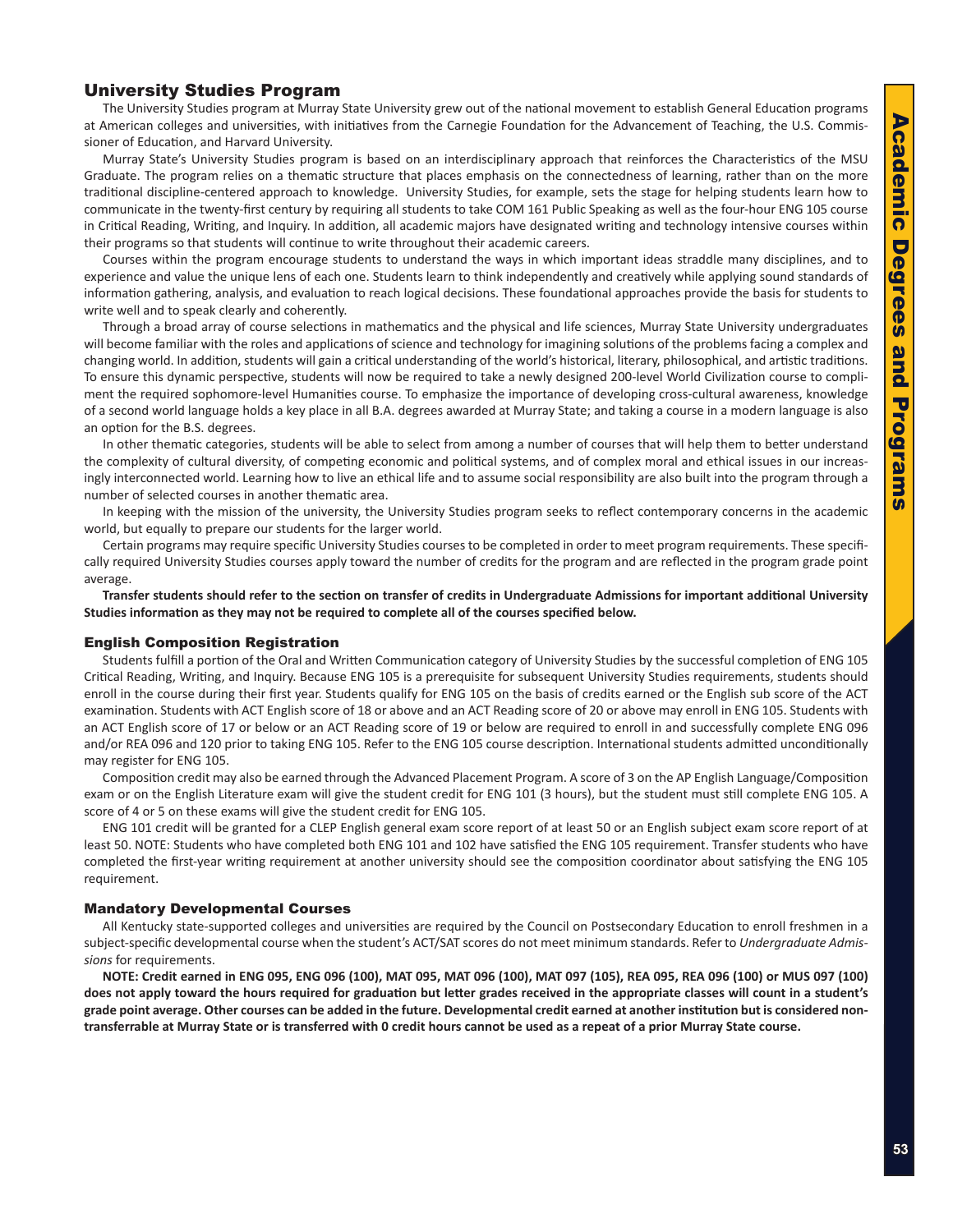## University Studies Program

The University Studies program at Murray State University grew out of the national movement to establish General Education programs at American colleges and universities, with initiatives from the Carnegie Foundation for the Advancement of Teaching, the U.S. Commissioner of Education, and Harvard University.

Murray State's University Studies program is based on an interdisciplinary approach that reinforces the Characteristics of the MSU Graduate. The program relies on a thematic structure that places emphasis on the connectedness of learning, rather than on the more traditional discipline-centered approach to knowledge. University Studies, for example, sets the stage for helping students learn how to communicate in the twenty-first century by requiring all students to take COM 161 Public Speaking as well as the four-hour ENG 105 course in Critical Reading, Writing, and Inquiry. In addition, all academic majors have designated writing and technology intensive courses within their programs so that students will continue to write throughout their academic careers.

Courses within the program encourage students to understand the ways in which important ideas straddle many disciplines, and to experience and value the unique lens of each one. Students learn to think independently and creatively while applying sound standards of information gathering, analysis, and evaluation to reach logical decisions. These foundational approaches provide the basis for students to write well and to speak clearly and coherently.

Through a broad array of course selections in mathematics and the physical and life sciences, Murray State University undergraduates will become familiar with the roles and applications of science and technology for imagining solutions of the problems facing a complex and changing world. In addition, students will gain a critical understanding of the world's historical, literary, philosophical, and artistic traditions. To ensure this dynamic perspective, students will now be required to take a newly designed 200-level World Civilization course to compliment the required sophomore-level Humanities course. To emphasize the importance of developing cross-cultural awareness, knowledge of a second world language holds a key place in all B.A. degrees awarded at Murray State; and taking a course in a modern language is also an option for the B.S. degrees.

In other thematic categories, students will be able to select from among a number of courses that will help them to better understand the complexity of cultural diversity, of competing economic and political systems, and of complex moral and ethical issues in our increasingly interconnected world. Learning how to live an ethical life and to assume social responsibility are also built into the program through a number of selected courses in another thematic area.

In keeping with the mission of the university, the University Studies program seeks to reflect contemporary concerns in the academic world, but equally to prepare our students for the larger world.

Certain programs may require specific University Studies courses to be completed in order to meet program requirements. These specifically required University Studies courses apply toward the number of credits for the program and are reflected in the program grade point average.

**Transfer students should refer to the section on transfer of credits in Undergraduate Admissions for important additional University Studies information as they may not be required to complete all of the courses specified below.**

### English Composition Registration

Students fulfill a portion of the Oral and Written Communication category of University Studies by the successful completion of ENG 105 Critical Reading, Writing, and Inquiry. Because ENG 105 is a prerequisite for subsequent University Studies requirements, students should enroll in the course during their first year. Students qualify for ENG 105 on the basis of credits earned or the English sub score of the ACT examination. Students with ACT English score of 18 or above and an ACT Reading score of 20 or above may enroll in ENG 105. Students with an ACT English score of 17 or below or an ACT Reading score of 19 or below are required to enroll in and successfully complete ENG 096 and/or REA 096 and 120 prior to taking ENG 105. Refer to the ENG 105 course description. International students admitted unconditionally may register for ENG 105.

Composition credit may also be earned through the Advanced Placement Program. A score of 3 on the AP English Language/Composition exam or on the English Literature exam will give the student credit for ENG 101 (3 hours), but the student must still complete ENG 105. A score of 4 or 5 on these exams will give the student credit for ENG 105.

ENG 101 credit will be granted for a CLEP English general exam score report of at least 50 or an English subject exam score report of at least 50. NOTE: Students who have completed both ENG 101 and 102 have satisfied the ENG 105 requirement. Transfer students who have completed the first-year writing requirement at another university should see the composition coordinator about satisfying the ENG 105 requirement.

### Mandatory Developmental Courses

All Kentucky state-supported colleges and universities are required by the Council on Postsecondary Education to enroll freshmen in a subject-specific developmental course when the student's ACT/SAT scores do not meet minimum standards. Refer to *Undergraduate Admissions* for requirements.

**NOTE: Credit earned in ENG 095, ENG 096 (100), MAT 095, MAT 096 (100), MAT 097 (105), REA 095, REA 096 (100) or MUS 097 (100) does not apply toward the hours required for graduation but letter grades received in the appropriate classes will count in a student's grade point average. Other courses can be added in the future. Developmental credit earned at another institution but is considered non-transferrable at Murray State or is transferred with 0 credit hours cannot be used as a repeat of a prior Murray State course.**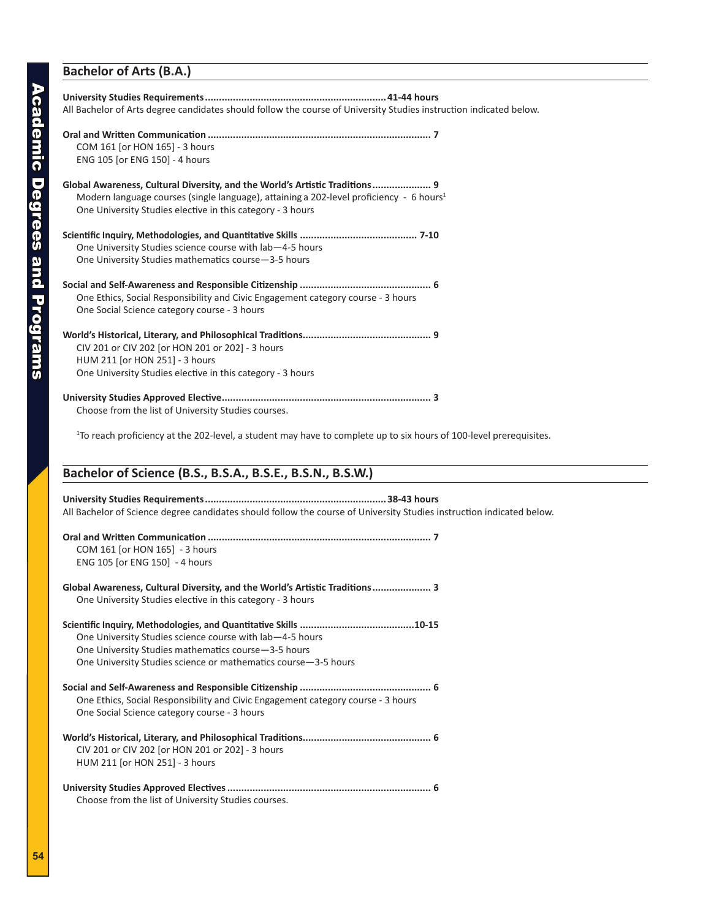## Bachelor of Arts (B.A.)

**University Studies Requirements ................................................................ 41-44 hours**

All Bachelor of Arts degree candidates should follow the course of University Studies instruction indicated below.

**Oral and Written Communication ............................................................................... 7**

COM 161 [or HON 165] - 3 hours
ENG 105 [or ENG 150] - 4 hours

**Global Awareness, Cultural Diversity, and the World's Artistic Traditions ..................... 9**

Modern language courses (single language), attaining a 202-level proficiency - 6 hours[1]
One University Studies elective in this category - 3 hours

**Scientific Inquiry, Methodologies, and Quantitative Skills .......................................... 7-10**

One University Studies science course with lab—4-5 hours
One University Studies mathematics course—3-5 hours

**Social and Self-Awareness and Responsible Citizenship .............................................. 6**

One Ethics, Social Responsibility and Civic Engagement category course - 3 hours
One Social Science category course - 3 hours

**World's Historical, Literary, and Philosophical Traditions............................................. 9**

CIV 201 or CIV 202 [or HON 201 or 202] - 3 hours
HUM 211 [or HON 251] - 3 hours
One University Studies elective in this category - 3 hours

**University Studies Approved Elective........................................................................... 3**

Choose from the list of University Studies courses.

[1]To reach proficiency at the 202-level, a student may have to complete up to six hours of 100-level prerequisites.

## Bachelor of Science (B.S., B.S.A., B.S.E., B.S.N., B.S.W.)

**University Studies Requirements ................................................................ 38-43 hours**

All Bachelor of Science degree candidates should follow the course of University Studies instruction indicated below.

**Oral and Written Communication ............................................................................... 7**

COM 161 [or HON 165] - 3 hours
ENG 105 [or ENG 150] - 4 hours

**Global Awareness, Cultural Diversity, and the World's Artistic Traditions ..................... 3**

One University Studies elective in this category - 3 hours

**Scientific Inquiry, Methodologies, and Quantitative Skills .........................................10-15**

One University Studies science course with lab—4-5 hours
One University Studies mathematics course—3-5 hours
One University Studies science or mathematics course—3-5 hours

**Social and Self-Awareness and Responsible Citizenship .............................................. 6**

One Ethics, Social Responsibility and Civic Engagement category course - 3 hours
One Social Science category course - 3 hours

**World's Historical, Literary, and Philosophical Traditions............................................. 6**

CIV 201 or CIV 202 [or HON 201 or 202] - 3 hours
HUM 211 [or HON 251] - 3 hours

**University Studies Approved Electives ......................................................................... 6**

Choose from the list of University Studies courses.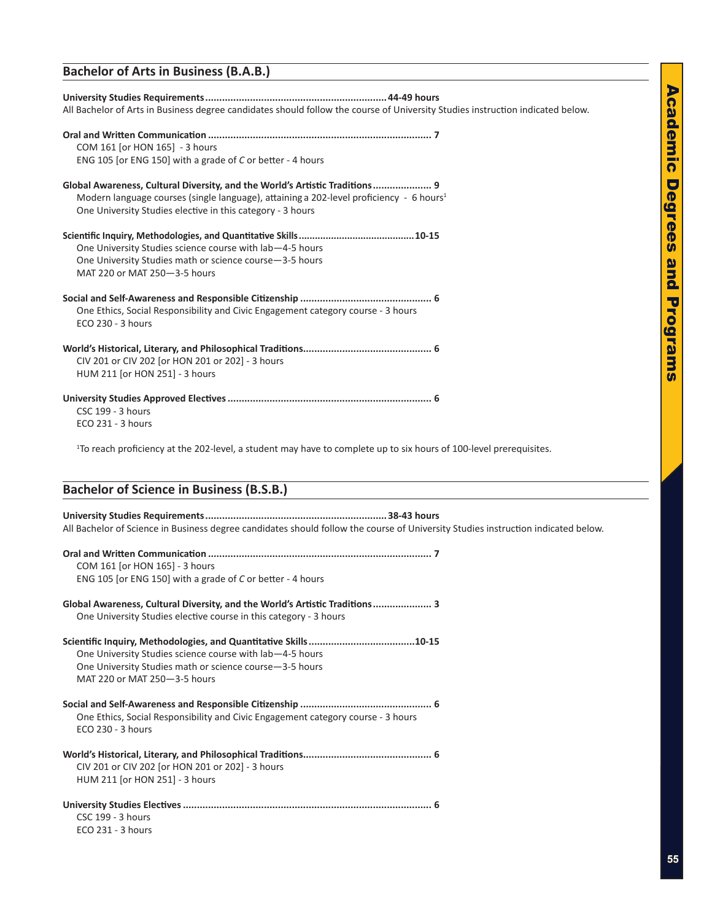## Bachelor of Arts in Business (B.A.B.)

**University Studies Requirements................................................................44-49 hours**
All Bachelor of Arts in Business degree candidates should follow the course of University Studies instruction indicated below.

**Oral and Written Communication ............................................................................... 7**
COM 161 [or HON 165] - 3 hours
ENG 105 [or ENG 150] with a grade of *C* or better - 4 hours

**Global Awareness, Cultural Diversity, and the World's Artistic Traditions..................... 9**
Modern language courses (single language), attaining a 202-level proficiency - 6 hours[1]
One University Studies elective in this category - 3 hours

**Scientific Inquiry, Methodologies, and Quantitative Skills..........................................10-15**
One University Studies science course with lab—4-5 hours
One University Studies math or science course—3-5 hours
MAT 220 or MAT 250—3-5 hours

**Social and Self-Awareness and Responsible Citizenship .............................................. 6**
One Ethics, Social Responsibility and Civic Engagement category course - 3 hours
ECO 230 - 3 hours

**World's Historical, Literary, and Philosophical Traditions............................................. 6**
CIV 201 or CIV 202 [or HON 201 or 202] - 3 hours
HUM 211 [or HON 251] - 3 hours

**University Studies Approved Electives ........................................................................ 6**
CSC 199 - 3 hours
ECO 231 - 3 hours

[1]To reach proficiency at the 202-level, a student may have to complete up to six hours of 100-level prerequisites.

## Bachelor of Science in Business (B.S.B.)

**University Studies Requirements................................................................38-43 hours**
All Bachelor of Science in Business degree candidates should follow the course of University Studies instruction indicated below.

**Oral and Written Communication ............................................................................... 7**
COM 161 [or HON 165] - 3 hours
ENG 105 [or ENG 150] with a grade of *C* or better - 4 hours

**Global Awareness, Cultural Diversity, and the World's Artistic Traditions..................... 3**
One University Studies elective course in this category - 3 hours

**Scientific Inquiry, Methodologies, and Quantitative Skills......................................10-15**
One University Studies science course with lab—4-5 hours
One University Studies math or science course—3-5 hours
MAT 220 or MAT 250—3-5 hours

**Social and Self-Awareness and Responsible Citizenship .............................................. 6**
One Ethics, Social Responsibility and Civic Engagement category course - 3 hours
ECO 230 - 3 hours

**World's Historical, Literary, and Philosophical Traditions............................................. 6**
CIV 201 or CIV 202 [or HON 201 or 202] - 3 hours
HUM 211 [or HON 251] - 3 hours

**University Studies Electives ....................................................................................... 6**
CSC 199 - 3 hours
ECO 231 - 3 hours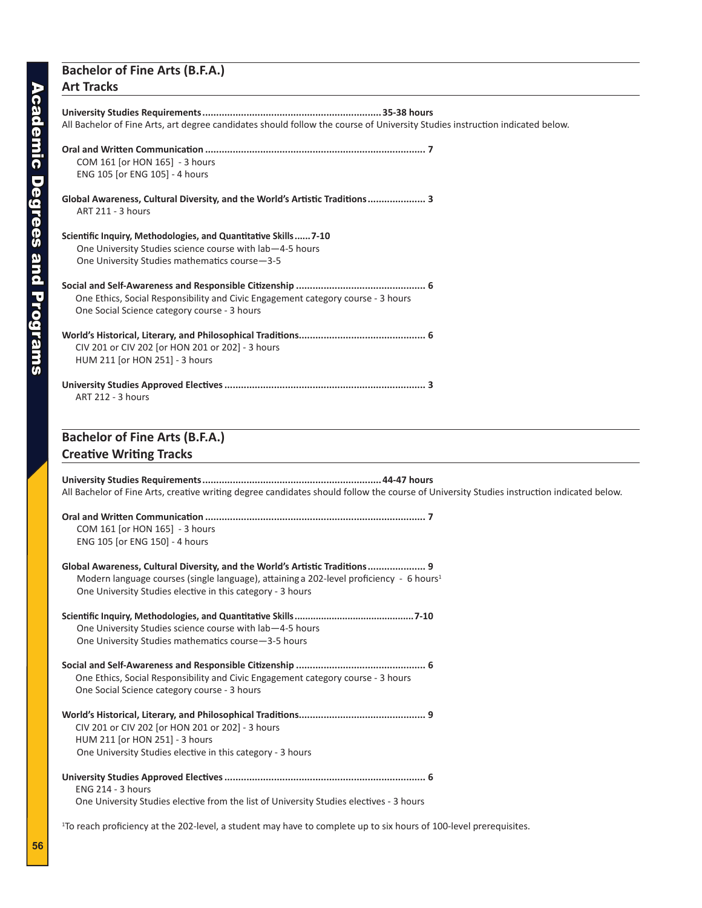## Bachelor of Fine Arts (B.F.A.)
## Art Tracks

**University Studies Requirements ................................................................. 35-38 hours**
All Bachelor of Fine Arts, art degree candidates should follow the course of University Studies instruction indicated below.

**Oral and Written Communication ............................................................................... 7**
- COM 161 [or HON 165] - 3 hours
- ENG 105 [or ENG 105] - 4 hours

**Global Awareness, Cultural Diversity, and the World's Artistic Traditions ..................... 3**
- ART 211 - 3 hours

**Scientific Inquiry, Methodologies, and Quantitative Skills ...... 7-10**
- One University Studies science course with lab—4-5 hours
- One University Studies mathematics course—3-5

**Social and Self-Awareness and Responsible Citizenship ............................................... 6**
- One Ethics, Social Responsibility and Civic Engagement category course - 3 hours
- One Social Science category course - 3 hours

**World's Historical, Literary, and Philosophical Traditions............................................. 6**
- CIV 201 or CIV 202 [or HON 201 or 202] - 3 hours
- HUM 211 [or HON 251] - 3 hours

**University Studies Approved Electives ......................................................................... 3**
- ART 212 - 3 hours

## Bachelor of Fine Arts (B.F.A.)
## Creative Writing Tracks

**University Studies Requirements ................................................................. 44-47 hours**
All Bachelor of Fine Arts, creative writing degree candidates should follow the course of University Studies instruction indicated below.

**Oral and Written Communication ............................................................................... 7**
- COM 161 [or HON 165] - 3 hours
- ENG 105 [or ENG 150] - 4 hours

**Global Awareness, Cultural Diversity, and the World's Artistic Traditions ..................... 9**
- Modern language courses (single language), attaining a 202-level proficiency - 6 hours[1]
- One University Studies elective in this category - 3 hours

**Scientific Inquiry, Methodologies, and Quantitative Skills ............................................ 7-10**
- One University Studies science course with lab—4-5 hours
- One University Studies mathematics course—3-5 hours

**Social and Self-Awareness and Responsible Citizenship ............................................... 6**
- One Ethics, Social Responsibility and Civic Engagement category course - 3 hours
- One Social Science category course - 3 hours

**World's Historical, Literary, and Philosophical Traditions............................................. 9**
- CIV 201 or CIV 202 [or HON 201 or 202] - 3 hours
- HUM 211 [or HON 251] - 3 hours
- One University Studies elective in this category - 3 hours

**University Studies Approved Electives ......................................................................... 6**
- ENG 214 - 3 hours
- One University Studies elective from the list of University Studies electives - 3 hours

[1]To reach proficiency at the 202-level, a student may have to complete up to six hours of 100-level prerequisites.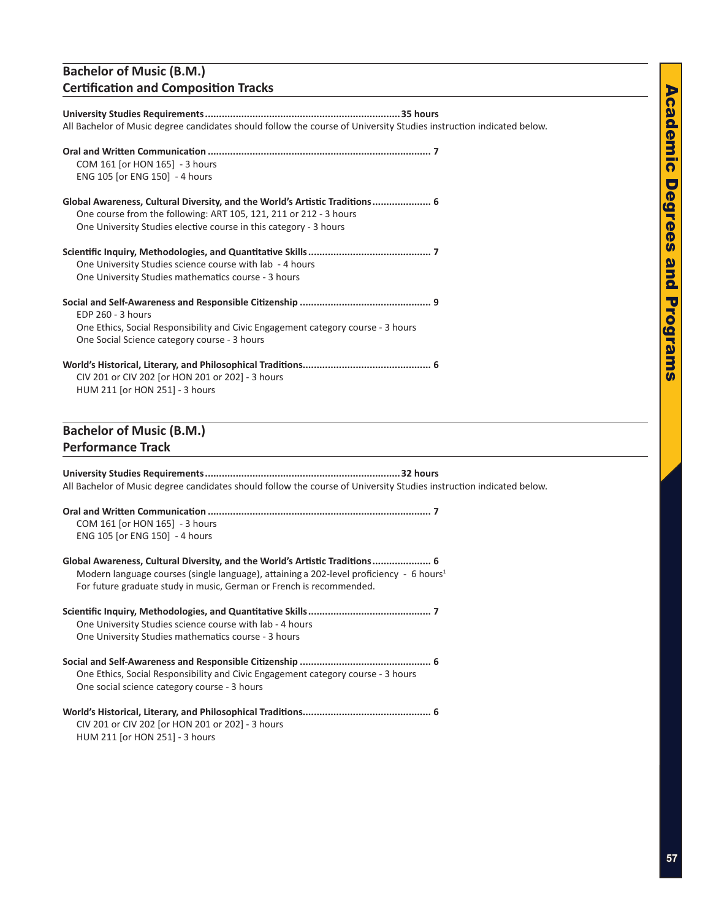## Bachelor of Music (B.M.)
## Certification and Composition Tracks

**University Studies Requirements.................................................................35 hours**
All Bachelor of Music degree candidates should follow the course of University Studies instruction indicated below.

**Oral and Written Communication .............................................................................. 7**
- COM 161 [or HON 165] - 3 hours
- ENG 105 [or ENG 150] - 4 hours

**Global Awareness, Cultural Diversity, and the World's Artistic Traditions..................... 6**
- One course from the following: ART 105, 121, 211 or 212 - 3 hours
- One University Studies elective course in this category - 3 hours

**Scientific Inquiry, Methodologies, and Quantitative Skills........................................... 7**
- One University Studies science course with lab - 4 hours
- One University Studies mathematics course - 3 hours

**Social and Self-Awareness and Responsible Citizenship .............................................. 9**
- EDP 260 - 3 hours
- One Ethics, Social Responsibility and Civic Engagement category course - 3 hours
- One Social Science category course - 3 hours

**World's Historical, Literary, and Philosophical Traditions............................................. 6**
- CIV 201 or CIV 202 [or HON 201 or 202] - 3 hours
- HUM 211 [or HON 251] - 3 hours

## Bachelor of Music (B.M.)
## Performance Track

**University Studies Requirements.................................................................32 hours**
All Bachelor of Music degree candidates should follow the course of University Studies instruction indicated below.

**Oral and Written Communication .............................................................................. 7**
- COM 161 [or HON 165] - 3 hours
- ENG 105 [or ENG 150] - 4 hours

**Global Awareness, Cultural Diversity, and the World's Artistic Traditions..................... 6**
- Modern language courses (single language), attaining a 202-level proficiency - 6 hours[1]
- For future graduate study in music, German or French is recommended.

**Scientific Inquiry, Methodologies, and Quantitative Skills........................................... 7**
- One University Studies science course with lab - 4 hours
- One University Studies mathematics course - 3 hours

**Social and Self-Awareness and Responsible Citizenship .............................................. 6**
- One Ethics, Social Responsibility and Civic Engagement category course - 3 hours
- One social science category course - 3 hours

**World's Historical, Literary, and Philosophical Traditions............................................. 6**
- CIV 201 or CIV 202 [or HON 201 or 202] - 3 hours
- HUM 211 [or HON 251] - 3 hours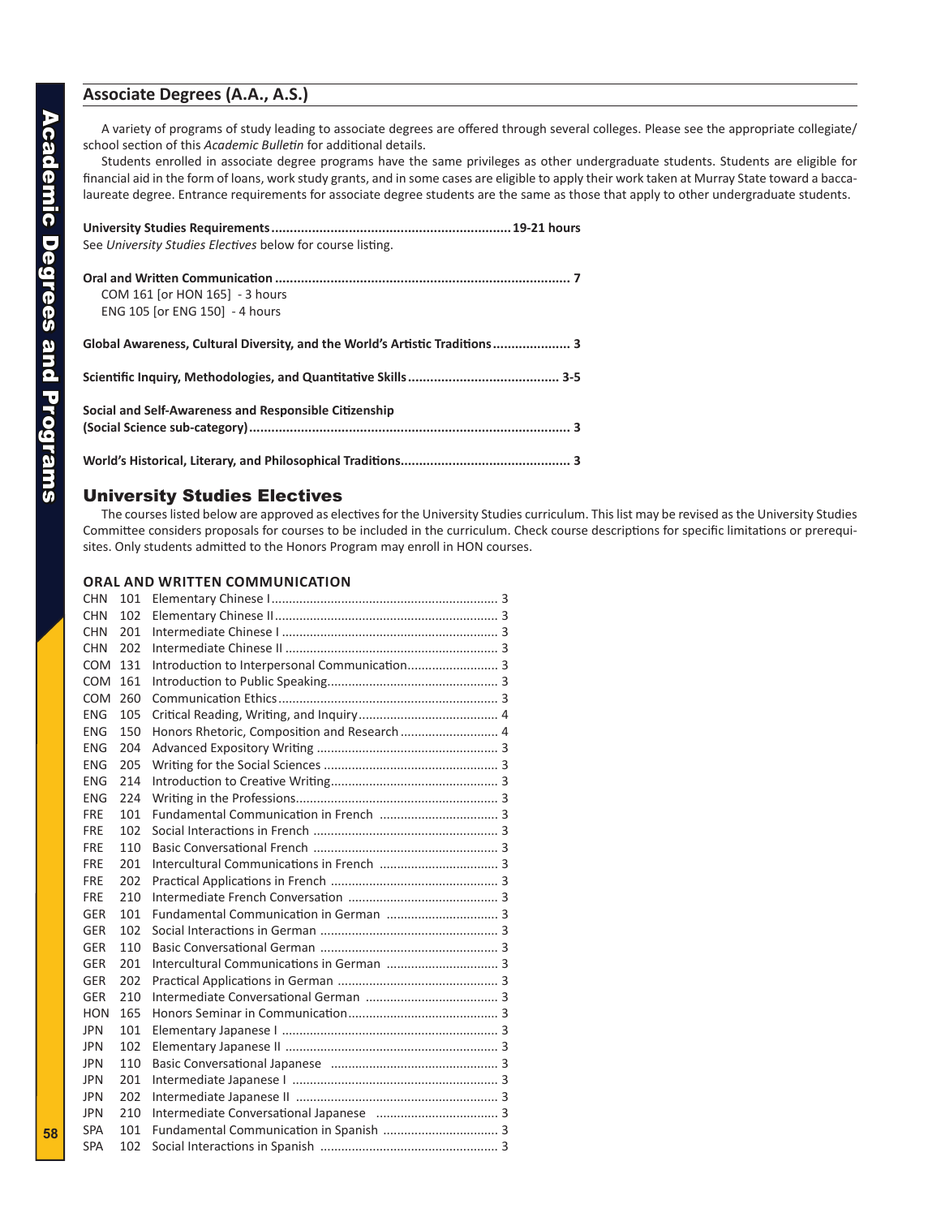## Associate Degrees (A.A., A.S.)

A variety of programs of study leading to associate degrees are offered through several colleges. Please see the appropriate collegiate/school section of this *Academic Bulletin* for additional details.

Students enrolled in associate degree programs have the same privileges as other undergraduate students. Students are eligible for financial aid in the form of loans, work study grants, and in some cases are eligible to apply their work taken at Murray State toward a baccalaureate degree. Entrance requirements for associate degree students are the same as those that apply to other undergraduate students.

**University Studies Requirements................................................................19-21 hours**
See *University Studies Electives* below for course listing.

**Oral and Written Communication ............................................................................... 7**
COM 161 [or HON 165] - 3 hours
ENG 105 [or ENG 150] - 4 hours

**Global Awareness, Cultural Diversity, and the World's Artistic Traditions..................... 3**

**Scientific Inquiry, Methodologies, and Quantitative Skills......................................... 3-5**

**Social and Self-Awareness and Responsible Citizenship (Social Science sub-category)...................................................................................... 3**

**World's Historical, Literary, and Philosophical Traditions............................................. 3**

## University Studies Electives

The courses listed below are approved as electives for the University Studies curriculum. This list may be revised as the University Studies Committee considers proposals for courses to be included in the curriculum. Check course descriptions for specific limitations or prerequisites. Only students admitted to the Honors Program may enroll in HON courses.

### ORAL AND WRITTEN COMMUNICATION

| Prefix | Number | Course | Hours |
|---|---|---|---|
| CHN | 101 | Elementary Chinese I | 3 |
| CHN | 102 | Elementary Chinese II | 3 |
| CHN | 201 | Intermediate Chinese I | 3 |
| CHN | 202 | Intermediate Chinese II | 3 |
| COM | 131 | Introduction to Interpersonal Communication | 3 |
| COM | 161 | Introduction to Public Speaking | 3 |
| COM | 260 | Communication Ethics | 3 |
| ENG | 105 | Critical Reading, Writing, and Inquiry | 4 |
| ENG | 150 | Honors Rhetoric, Composition and Research | 4 |
| ENG | 204 | Advanced Expository Writing | 3 |
| ENG | 205 | Writing for the Social Sciences | 3 |
| ENG | 214 | Introduction to Creative Writing | 3 |
| ENG | 224 | Writing in the Professions | 3 |
| FRE | 101 | Fundamental Communication in French | 3 |
| FRE | 102 | Social Interactions in French | 3 |
| FRE | 110 | Basic Conversational French | 3 |
| FRE | 201 | Intercultural Communications in French | 3 |
| FRE | 202 | Practical Applications in French | 3 |
| FRE | 210 | Intermediate French Conversation | 3 |
| GER | 101 | Fundamental Communication in German | 3 |
| GER | 102 | Social Interactions in German | 3 |
| GER | 110 | Basic Conversational German | 3 |
| GER | 201 | Intercultural Communications in German | 3 |
| GER | 202 | Practical Applications in German | 3 |
| GER | 210 | Intermediate Conversational German | 3 |
| HON | 165 | Honors Seminar in Communication | 3 |
| JPN | 101 | Elementary Japanese I | 3 |
| JPN | 102 | Elementary Japanese II | 3 |
| JPN | 110 | Basic Conversational Japanese | 3 |
| JPN | 201 | Intermediate Japanese I | 3 |
| JPN | 202 | Intermediate Japanese II | 3 |
| JPN | 210 | Intermediate Conversational Japanese | 3 |
| SPA | 101 | Fundamental Communication in Spanish | 3 |
| SPA | 102 | Social Interactions in Spanish | 3 |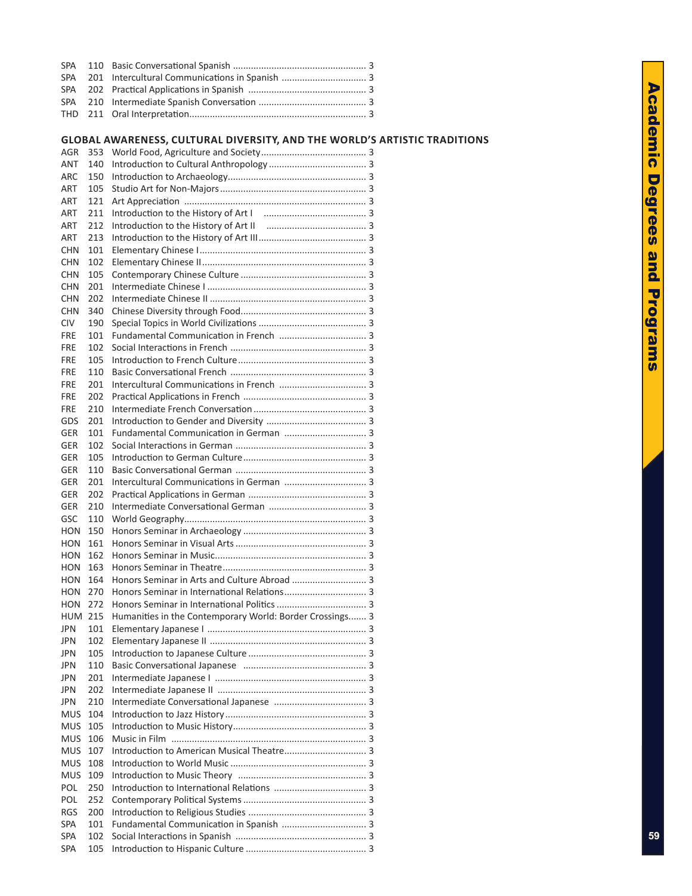| | | | |
|---|---|---|---|
| SPA | 110 | Basic Conversational Spanish | 3 |
| SPA | 201 | Intercultural Communications in Spanish | 3 |
| SPA | 202 | Practical Applications in Spanish | 3 |
| SPA | 210 | Intermediate Spanish Conversation | 3 |
| THD | 211 | Oral Interpretation | 3 |

### GLOBAL AWARENESS, CULTURAL DIVERSITY, AND THE WORLD'S ARTISTIC TRADITIONS

| | | | |
|---|---|---|---|
| AGR | 353 | World Food, Agriculture and Society | 3 |
| ANT | 140 | Introduction to Cultural Anthropology | 3 |
| ARC | 150 | Introduction to Archaeology | 3 |
| ART | 105 | Studio Art for Non-Majors | 3 |
| ART | 121 | Art Appreciation | 3 |
| ART | 211 | Introduction to the History of Art I | 3 |
| ART | 212 | Introduction to the History of Art II | 3 |
| ART | 213 | Introduction to the History of Art III | 3 |
| CHN | 101 | Elementary Chinese I | 3 |
| CHN | 102 | Elementary Chinese II | 3 |
| CHN | 105 | Contemporary Chinese Culture | 3 |
| CHN | 201 | Intermediate Chinese I | 3 |
| CHN | 202 | Intermediate Chinese II | 3 |
| CHN | 340 | Chinese Diversity through Food | 3 |
| CIV | 190 | Special Topics in World Civilizations | 3 |
| FRE | 101 | Fundamental Communication in French | 3 |
| FRE | 102 | Social Interactions in French | 3 |
| FRE | 105 | Introduction to French Culture | 3 |
| FRE | 110 | Basic Conversational French | 3 |
| FRE | 201 | Intercultural Communications in French | 3 |
| FRE | 202 | Practical Applications in French | 3 |
| FRE | 210 | Intermediate French Conversation | 3 |
| GDS | 201 | Introduction to Gender and Diversity | 3 |
| GER | 101 | Fundamental Communication in German | 3 |
| GER | 102 | Social Interactions in German | 3 |
| GER | 105 | Introduction to German Culture | 3 |
| GER | 110 | Basic Conversational German | 3 |
| GER | 201 | Intercultural Communications in German | 3 |
| GER | 202 | Practical Applications in German | 3 |
| GER | 210 | Intermediate Conversational German | 3 |
| GSC | 110 | World Geography | 3 |
| HON | 150 | Honors Seminar in Archaeology | 3 |
| HON | 161 | Honors Seminar in Visual Arts | 3 |
| HON | 162 | Honors Seminar in Music | 3 |
| HON | 163 | Honors Seminar in Theatre | 3 |
| HON | 164 | Honors Seminar in Arts and Culture Abroad | 3 |
| HON | 270 | Honors Seminar in International Relations | 3 |
| HON | 272 | Honors Seminar in International Politics | 3 |
| HUM | 215 | Humanities in the Contemporary World: Border Crossings | 3 |
| JPN | 101 | Elementary Japanese I | 3 |
| JPN | 102 | Elementary Japanese II | 3 |
| JPN | 105 | Introduction to Japanese Culture | 3 |
| JPN | 110 | Basic Conversational Japanese | 3 |
| JPN | 201 | Intermediate Japanese I | 3 |
| JPN | 202 | Intermediate Japanese II | 3 |
| JPN | 210 | Intermediate Conversational Japanese | 3 |
| MUS | 104 | Introduction to Jazz History | 3 |
| MUS | 105 | Introduction to Music History | 3 |
| MUS | 106 | Music in Film | 3 |
| MUS | 107 | Introduction to American Musical Theatre | 3 |
| MUS | 108 | Introduction to World Music | 3 |
| MUS | 109 | Introduction to Music Theory | 3 |
| POL | 250 | Introduction to International Relations | 3 |
| POL | 252 | Contemporary Political Systems | 3 |
| RGS | 200 | Introduction to Religious Studies | 3 |
| SPA | 101 | Fundamental Communication in Spanish | 3 |
| SPA | 102 | Social Interactions in Spanish | 3 |
| SPA | 105 | Introduction to Hispanic Culture | 3 |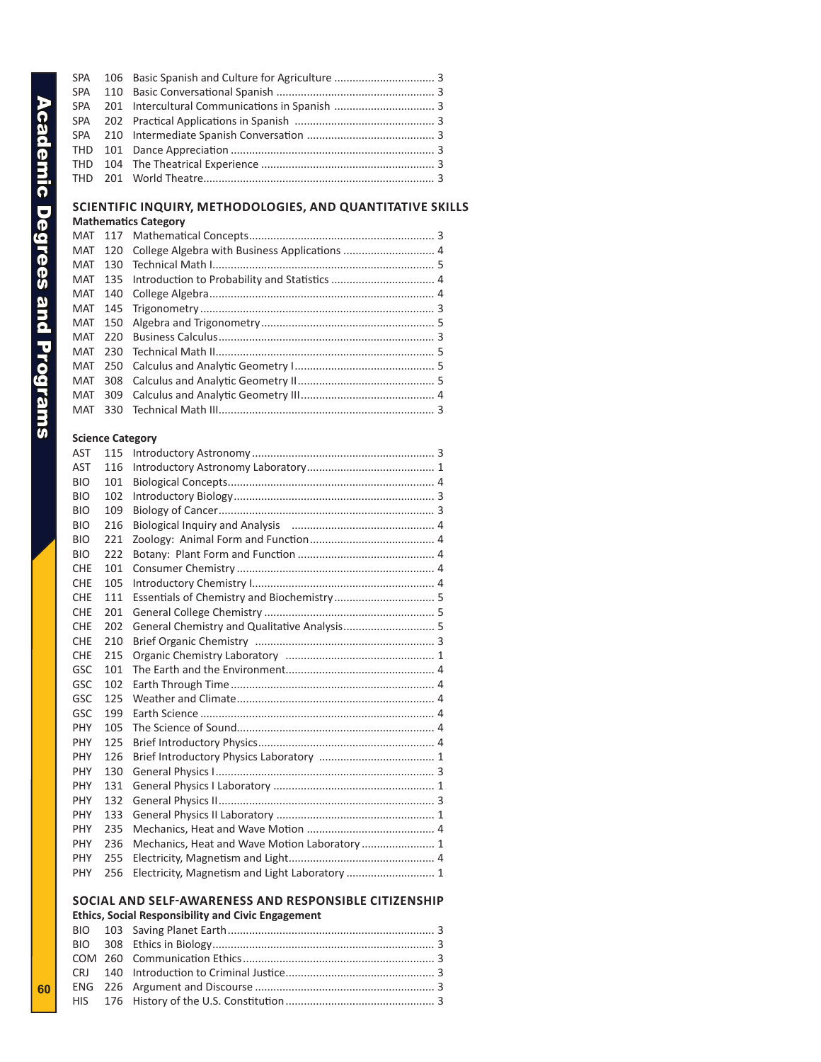SPA 106 Basic Spanish and Culture for Agriculture ................................ 3
SPA 110 Basic Conversational Spanish .................................................... 3
SPA 201 Intercultural Communications in Spanish ................................ 3
SPA 202 Practical Applications in Spanish .............................................. 3
SPA 210 Intermediate Spanish Conversation .......................................... 3
THD 101 Dance Appreciation ..................................................................... 3
THD 104 The Theatrical Experience .......................................................... 3
THD 201 World Theatre ............................................................................... 3

## SCIENTIFIC INQUIRY, METHODOLOGIES, AND QUANTITATIVE SKILLS

### Mathematics Category

MAT 117 Mathematical Concepts ............................................................... 3
MAT 120 College Algebra with Business Applications .............................. 4
MAT 130 Technical Math I ........................................................................... 5
MAT 135 Introduction to Probability and Statistics .................................. 4
MAT 140 College Algebra ............................................................................ 4
MAT 145 Trigonometry ............................................................................... 3
MAT 150 Algebra and Trigonometry .......................................................... 5
MAT 220 Business Calculus ......................................................................... 3
MAT 230 Technical Math II .......................................................................... 5
MAT 250 Calculus and Analytic Geometry I ................................................ 5
MAT 308 Calculus and Analytic Geometry II ............................................... 5
MAT 309 Calculus and Analytic Geometry III .............................................. 4
MAT 330 Technical Math III ......................................................................... 3

### Science Category

AST 115 Introductory Astronomy ............................................................... 3
AST 116 Introductory Astronomy Laboratory ............................................ 1
BIO 101 Biological Concepts ...................................................................... 4
BIO 102 Introductory Biology ..................................................................... 3
BIO 109 Biology of Cancer .......................................................................... 3
BIO 216 Biological Inquiry and Analysis .................................................... 4
BIO 221 Zoology: Animal Form and Function ............................................ 4
BIO 222 Botany: Plant Form and Function ................................................ 4
CHE 101 Consumer Chemistry .................................................................... 4
CHE 105 Introductory Chemistry I .............................................................. 4
CHE 111 Essentials of Chemistry and Biochemistry ................................... 5
CHE 201 General College Chemistry ........................................................... 5
CHE 202 General Chemistry and Qualitative Analysis ................................ 5
CHE 210 Brief Organic Chemistry ............................................................... 3
CHE 215 Organic Chemistry Laboratory ..................................................... 1
GSC 101 The Earth and the Environment .................................................... 4
GSC 102 Earth Through Time ...................................................................... 4
GSC 125 Weather and Climate .................................................................... 4
GSC 199 Earth Science ................................................................................ 4
PHY 105 The Science of Sound .................................................................... 4
PHY 125 Brief Introductory Physics ............................................................. 4
PHY 126 Brief Introductory Physics Laboratory .......................................... 1
PHY 130 General Physics I ........................................................................... 3
PHY 131 General Physics I Laboratory ........................................................ 1
PHY 132 General Physics II .......................................................................... 3
PHY 133 General Physics II Laboratory ....................................................... 1
PHY 235 Mechanics, Heat and Wave Motion ............................................. 4
PHY 236 Mechanics, Heat and Wave Motion Laboratory ........................... 1
PHY 255 Electricity, Magnetism and Light ................................................... 4
PHY 256 Electricity, Magnetism and Light Laboratory ................................ 1

## SOCIAL AND SELF-AWARENESS AND RESPONSIBLE CITIZENSHIP

### Ethics, Social Responsibility and Civic Engagement

BIO 103 Saving Planet Earth ....................................................................... 3
BIO 308 Ethics in Biology ............................................................................ 3
COM 260 Communication Ethics ................................................................. 3
CRJ 140 Introduction to Criminal Justice .................................................... 3
ENG 226 Argument and Discourse .............................................................. 3
HIS 176 History of the U.S. Constitution .................................................... 3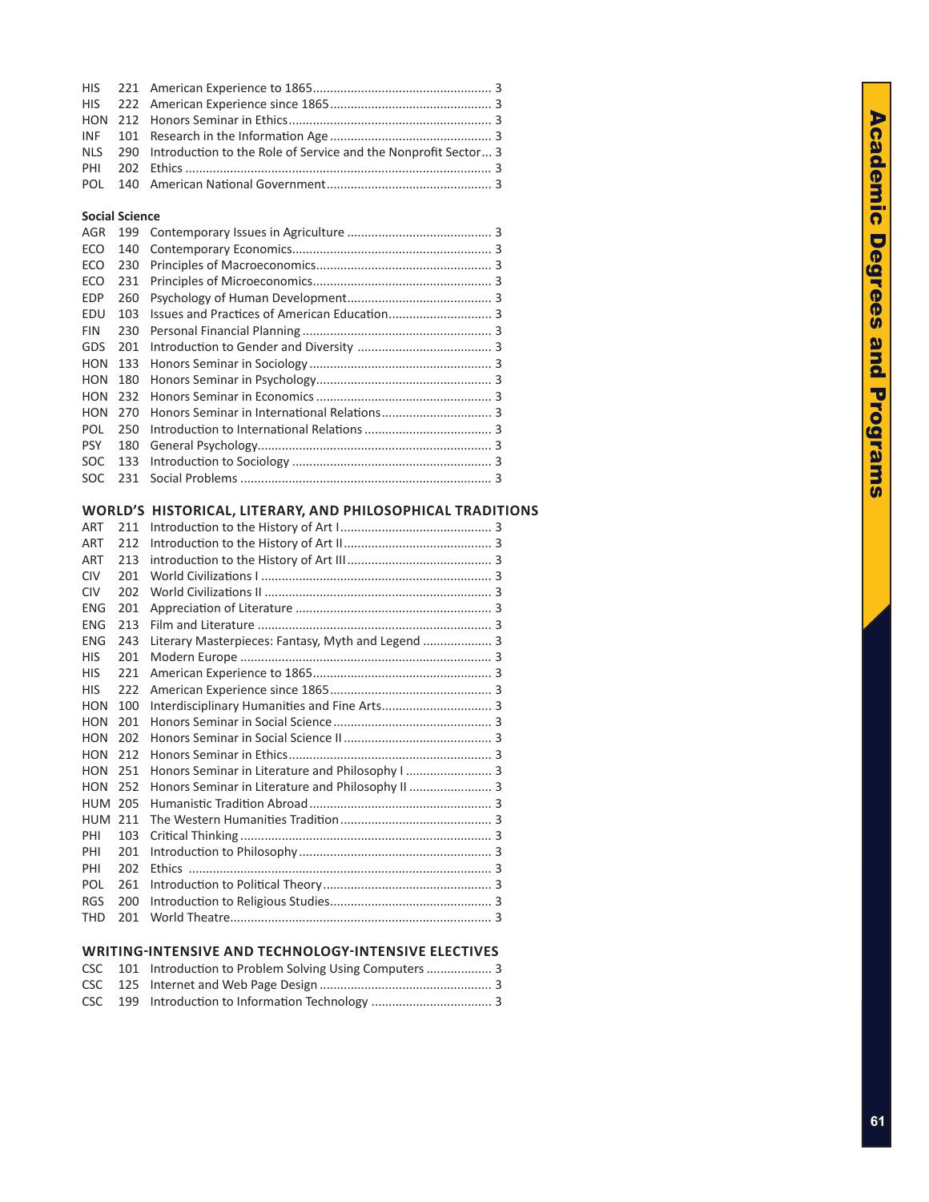| | | | |
|---|---|---|---|
| HIS | 221 | American Experience to 1865 | 3 |
| HIS | 222 | American Experience since 1865 | 3 |
| HON | 212 | Honors Seminar in Ethics | 3 |
| INF | 101 | Research in the Information Age | 3 |
| NLS | 290 | Introduction to the Role of Service and the Nonprofit Sector | 3 |
| PHI | 202 | Ethics | 3 |
| POL | 140 | American National Government | 3 |

**Social Science**

| | | | |
|---|---|---|---|
| AGR | 199 | Contemporary Issues in Agriculture | 3 |
| ECO | 140 | Contemporary Economics | 3 |
| ECO | 230 | Principles of Macroeconomics | 3 |
| ECO | 231 | Principles of Microeconomics | 3 |
| EDP | 260 | Psychology of Human Development | 3 |
| EDU | 103 | Issues and Practices of American Education | 3 |
| FIN | 230 | Personal Financial Planning | 3 |
| GDS | 201 | Introduction to Gender and Diversity | 3 |
| HON | 133 | Honors Seminar in Sociology | 3 |
| HON | 180 | Honors Seminar in Psychology | 3 |
| HON | 232 | Honors Seminar in Economics | 3 |
| HON | 270 | Honors Seminar in International Relations | 3 |
| POL | 250 | Introduction to International Relations | 3 |
| PSY | 180 | General Psychology | 3 |
| SOC | 133 | Introduction to Sociology | 3 |
| SOC | 231 | Social Problems | 3 |

## WORLD'S HISTORICAL, LITERARY, AND PHILOSOPHICAL TRADITIONS

| | | | |
|---|---|---|---|
| ART | 211 | Introduction to the History of Art I | 3 |
| ART | 212 | Introduction to the History of Art II | 3 |
| ART | 213 | introduction to the History of Art III | 3 |
| CIV | 201 | World Civilizations I | 3 |
| CIV | 202 | World Civilizations II | 3 |
| ENG | 201 | Appreciation of Literature | 3 |
| ENG | 213 | Film and Literature | 3 |
| ENG | 243 | Literary Masterpieces: Fantasy, Myth and Legend | 3 |
| HIS | 201 | Modern Europe | 3 |
| HIS | 221 | American Experience to 1865 | 3 |
| HIS | 222 | American Experience since 1865 | 3 |
| HON | 100 | Interdisciplinary Humanities and Fine Arts | 3 |
| HON | 201 | Honors Seminar in Social Science | 3 |
| HON | 202 | Honors Seminar in Social Science II | 3 |
| HON | 212 | Honors Seminar in Ethics | 3 |
| HON | 251 | Honors Seminar in Literature and Philosophy I | 3 |
| HON | 252 | Honors Seminar in Literature and Philosophy II | 3 |
| HUM | 205 | Humanistic Tradition Abroad | 3 |
| HUM | 211 | The Western Humanities Tradition | 3 |
| PHI | 103 | Critical Thinking | 3 |
| PHI | 201 | Introduction to Philosophy | 3 |
| PHI | 202 | Ethics | 3 |
| POL | 261 | Introduction to Political Theory | 3 |
| RGS | 200 | Introduction to Religious Studies | 3 |
| THD | 201 | World Theatre | 3 |

## WRITING-INTENSIVE AND TECHNOLOGY-INTENSIVE ELECTIVES

| | | | |
|---|---|---|---|
| CSC | 101 | Introduction to Problem Solving Using Computers | 3 |
| CSC | 125 | Internet and Web Page Design | 3 |
| CSC | 199 | Introduction to Information Technology | 3 |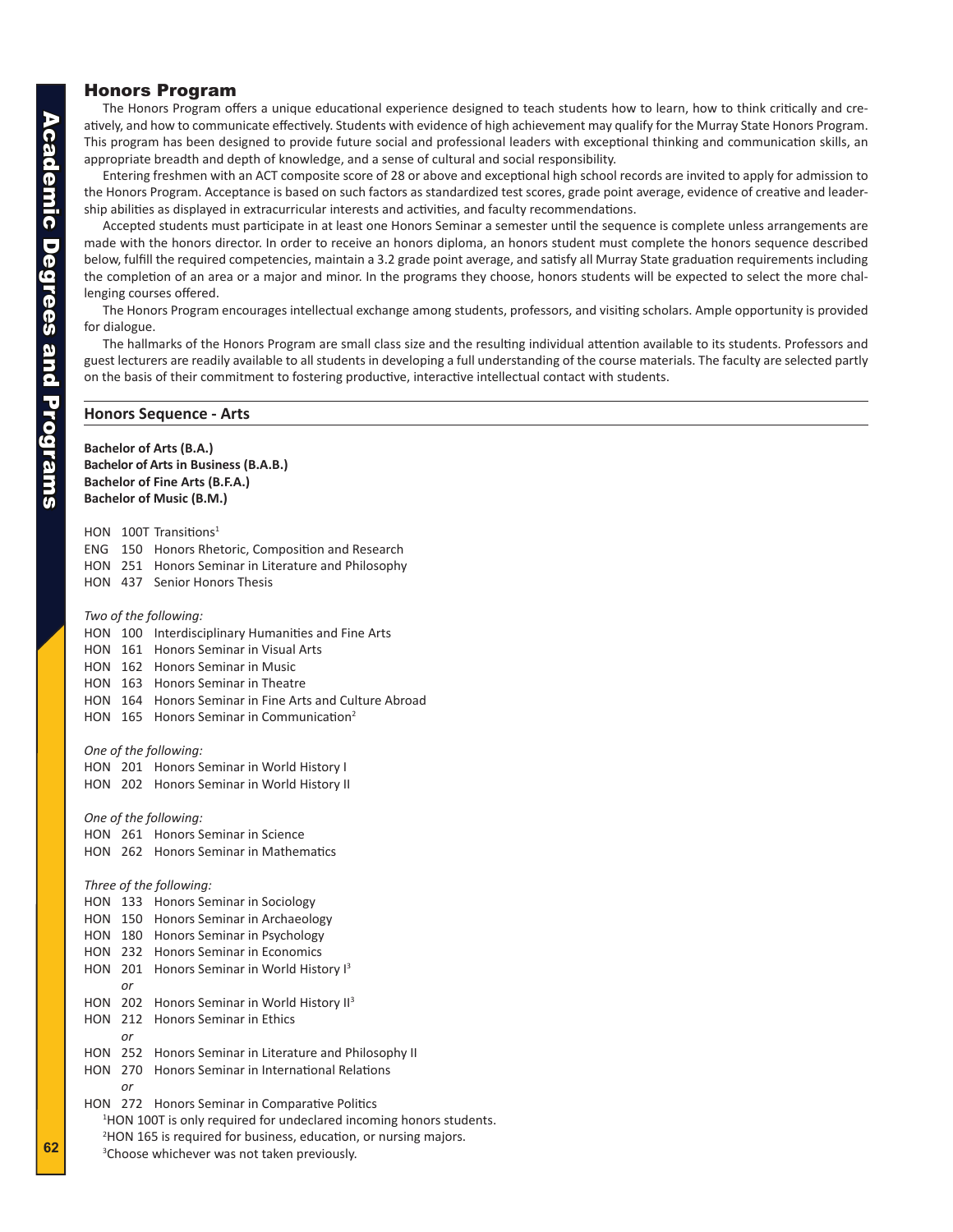## Honors Program

The Honors Program offers a unique educational experience designed to teach students how to learn, how to think critically and creatively, and how to communicate effectively. Students with evidence of high achievement may qualify for the Murray State Honors Program. This program has been designed to provide future social and professional leaders with exceptional thinking and communication skills, an appropriate breadth and depth of knowledge, and a sense of cultural and social responsibility.

Entering freshmen with an ACT composite score of 28 or above and exceptional high school records are invited to apply for admission to the Honors Program. Acceptance is based on such factors as standardized test scores, grade point average, evidence of creative and leadership abilities as displayed in extracurricular interests and activities, and faculty recommendations.

Accepted students must participate in at least one Honors Seminar a semester until the sequence is complete unless arrangements are made with the honors director. In order to receive an honors diploma, an honors student must complete the honors sequence described below, fulfill the required competencies, maintain a 3.2 grade point average, and satisfy all Murray State graduation requirements including the completion of an area or a major and minor. In the programs they choose, honors students will be expected to select the more challenging courses offered.

The Honors Program encourages intellectual exchange among students, professors, and visiting scholars. Ample opportunity is provided for dialogue.

The hallmarks of the Honors Program are small class size and the resulting individual attention available to its students. Professors and guest lecturers are readily available to all students in developing a full understanding of the course materials. The faculty are selected partly on the basis of their commitment to fostering productive, interactive intellectual contact with students.

### Honors Sequence - Arts

**Bachelor of Arts (B.A.)**
**Bachelor of Arts in Business (B.A.B.)**
**Bachelor of Fine Arts (B.F.A.)**
**Bachelor of Music (B.M.)**

HON 100T Transitions[1]
ENG 150 Honors Rhetoric, Composition and Research
HON 251 Honors Seminar in Literature and Philosophy
HON 437 Senior Honors Thesis

*Two of the following:*
HON 100 Interdisciplinary Humanities and Fine Arts
HON 161 Honors Seminar in Visual Arts
HON 162 Honors Seminar in Music
HON 163 Honors Seminar in Theatre
HON 164 Honors Seminar in Fine Arts and Culture Abroad
HON 165 Honors Seminar in Communication[2]

*One of the following:*
HON 201 Honors Seminar in World History I
HON 202 Honors Seminar in World History II

*One of the following:*
HON 261 Honors Seminar in Science
HON 262 Honors Seminar in Mathematics

*Three of the following:*
HON 133 Honors Seminar in Sociology
HON 150 Honors Seminar in Archaeology
HON 180 Honors Seminar in Psychology
HON 232 Honors Seminar in Economics
HON 201 Honors Seminar in World History I[3]
*or*
HON 202 Honors Seminar in World History II[3]
HON 212 Honors Seminar in Ethics
*or*
HON 252 Honors Seminar in Literature and Philosophy II
HON 270 Honors Seminar in International Relations
*or*
HON 272 Honors Seminar in Comparative Politics

[1]HON 100T is only required for undeclared incoming honors students.
[2]HON 165 is required for business, education, or nursing majors.
[3]Choose whichever was not taken previously.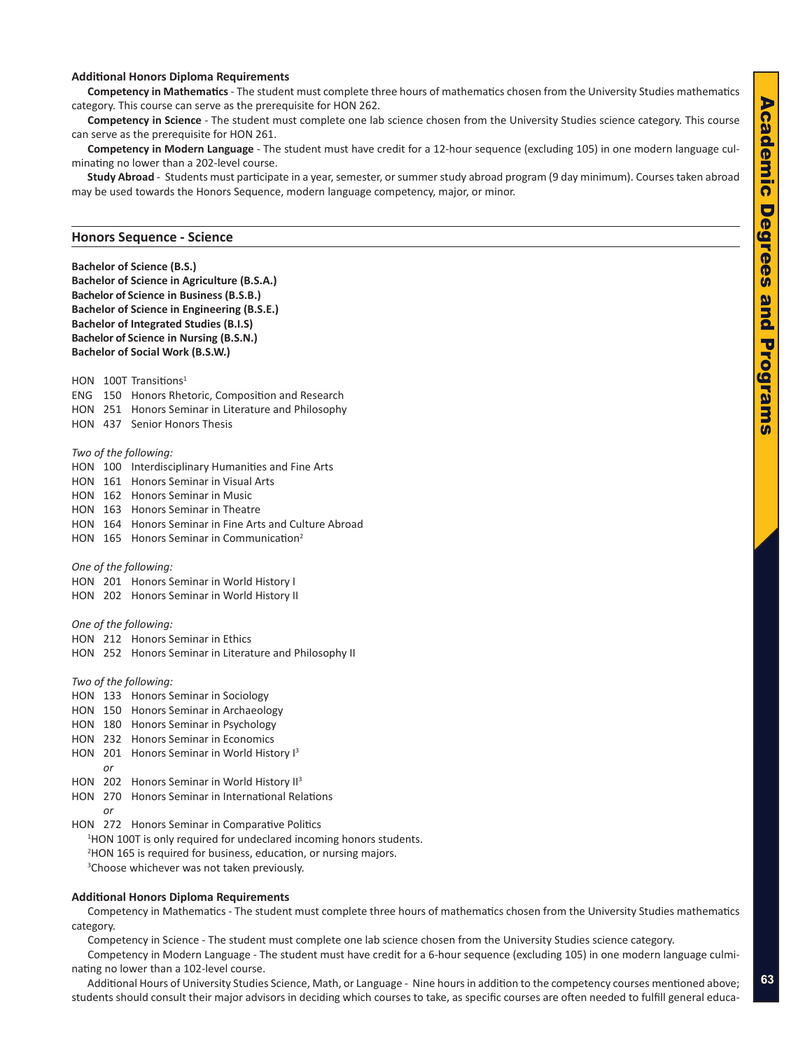### Additional Honors Diploma Requirements

**Competency in Mathematics** - The student must complete three hours of mathematics chosen from the University Studies mathematics category. This course can serve as the prerequisite for HON 262.

**Competency in Science** - The student must complete one lab science chosen from the University Studies science category. This course can serve as the prerequisite for HON 261.

**Competency in Modern Language** - The student must have credit for a 12-hour sequence (excluding 105) in one modern language culminating no lower than a 202-level course.

**Study Abroad** - Students must participate in a year, semester, or summer study abroad program (9 day minimum). Courses taken abroad may be used towards the Honors Sequence, modern language competency, major, or minor.

## Honors Sequence - Science

**Bachelor of Science (B.S.)**
**Bachelor of Science in Agriculture (B.S.A.)**
**Bachelor of Science in Business (B.S.B.)**
**Bachelor of Science in Engineering (B.S.E.)**
**Bachelor of Integrated Studies (B.I.S)**
**Bachelor of Science in Nursing (B.S.N.)**
**Bachelor of Social Work (B.S.W.)**

HON 100T Transitions[1]
ENG 150 Honors Rhetoric, Composition and Research
HON 251 Honors Seminar in Literature and Philosophy
HON 437 Senior Honors Thesis

*Two of the following:*
HON 100 Interdisciplinary Humanities and Fine Arts
HON 161 Honors Seminar in Visual Arts
HON 162 Honors Seminar in Music
HON 163 Honors Seminar in Theatre
HON 164 Honors Seminar in Fine Arts and Culture Abroad
HON 165 Honors Seminar in Communication[2]

*One of the following:*
HON 201 Honors Seminar in World History I
HON 202 Honors Seminar in World History II

*One of the following:*
HON 212 Honors Seminar in Ethics
HON 252 Honors Seminar in Literature and Philosophy II

*Two of the following:*
HON 133 Honors Seminar in Sociology
HON 150 Honors Seminar in Archaeology
HON 180 Honors Seminar in Psychology
HON 232 Honors Seminar in Economics
HON 201 Honors Seminar in World History I[3]
*or*
HON 202 Honors Seminar in World History II[3]
HON 270 Honors Seminar in International Relations
*or*
HON 272 Honors Seminar in Comparative Politics

[1]HON 100T is only required for undeclared incoming honors students.
[2]HON 165 is required for business, education, or nursing majors.
[3]Choose whichever was not taken previously.

### Additional Honors Diploma Requirements

Competency in Mathematics - The student must complete three hours of mathematics chosen from the University Studies mathematics category.

Competency in Science - The student must complete one lab science chosen from the University Studies science category.

Competency in Modern Language - The student must have credit for a 6-hour sequence (excluding 105) in one modern language culminating no lower than a 102-level course.

Additional Hours of University Studies Science, Math, or Language - Nine hours in addition to the competency courses mentioned above; students should consult their major advisors in deciding which courses to take, as specific courses are often needed to fulfill general educa-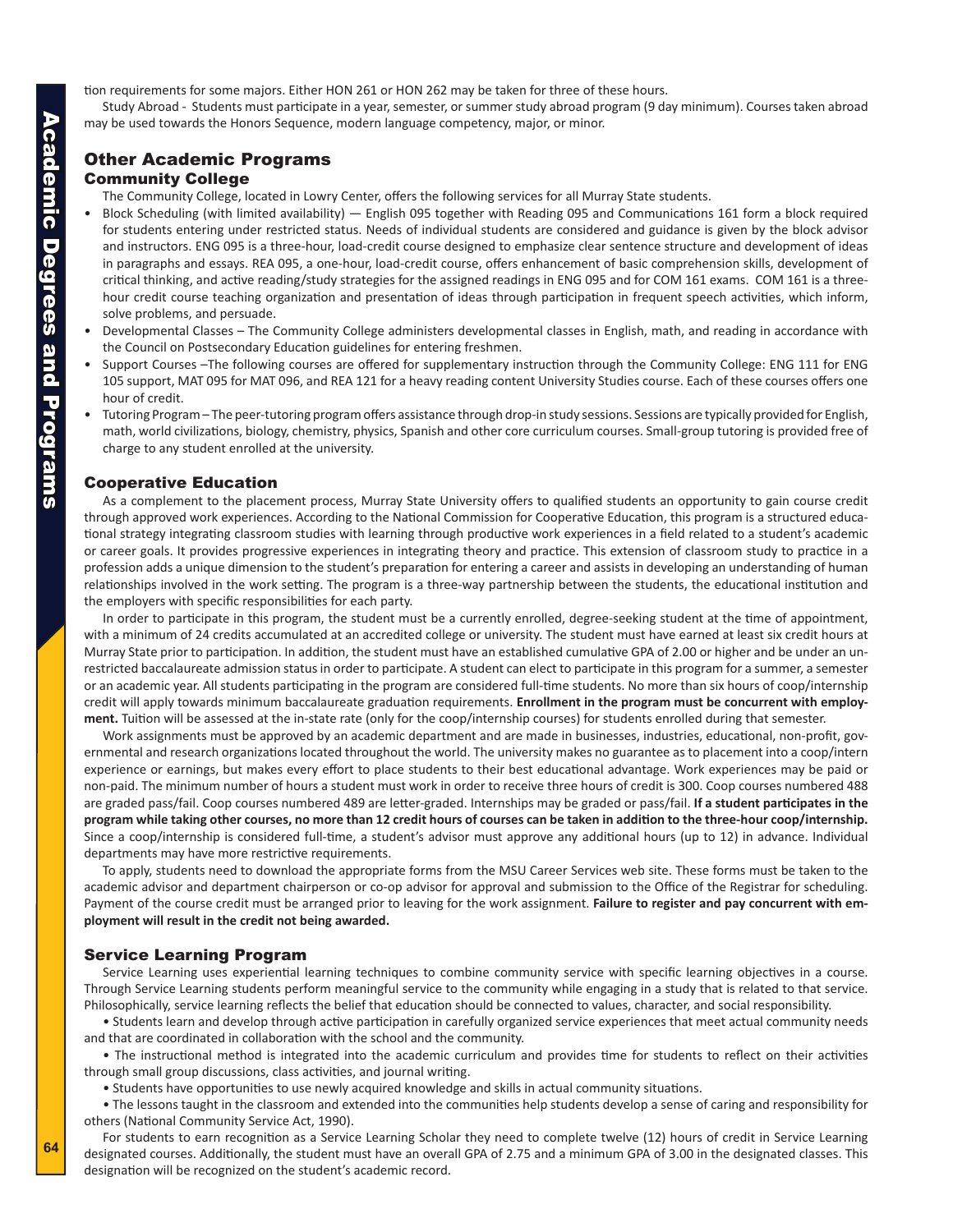tion requirements for some majors. Either HON 261 or HON 262 may be taken for three of these hours.

Study Abroad - Students must participate in a year, semester, or summer study abroad program (9 day minimum). Courses taken abroad may be used towards the Honors Sequence, modern language competency, major, or minor.

## Other Academic Programs

### Community College

The Community College, located in Lowry Center, offers the following services for all Murray State students.

- Block Scheduling (with limited availability) — English 095 together with Reading 095 and Communications 161 form a block required for students entering under restricted status. Needs of individual students are considered and guidance is given by the block advisor and instructors. ENG 095 is a three-hour, load-credit course designed to emphasize clear sentence structure and development of ideas in paragraphs and essays. REA 095, a one-hour, load-credit course, offers enhancement of basic comprehension skills, development of critical thinking, and active reading/study strategies for the assigned readings in ENG 095 and for COM 161 exams. COM 161 is a three-hour credit course teaching organization and presentation of ideas through participation in frequent speech activities, which inform, solve problems, and persuade.
- Developmental Classes – The Community College administers developmental classes in English, math, and reading in accordance with the Council on Postsecondary Education guidelines for entering freshmen.
- Support Courses –The following courses are offered for supplementary instruction through the Community College: ENG 111 for ENG 105 support, MAT 095 for MAT 096, and REA 121 for a heavy reading content University Studies course. Each of these courses offers one hour of credit.
- Tutoring Program – The peer-tutoring program offers assistance through drop-in study sessions. Sessions are typically provided for English, math, world civilizations, biology, chemistry, physics, Spanish and other core curriculum courses. Small-group tutoring is provided free of charge to any student enrolled at the university.

### Cooperative Education

As a complement to the placement process, Murray State University offers to qualified students an opportunity to gain course credit through approved work experiences. According to the National Commission for Cooperative Education, this program is a structured educational strategy integrating classroom studies with learning through productive work experiences in a field related to a student's academic or career goals. It provides progressive experiences in integrating theory and practice. This extension of classroom study to practice in a profession adds a unique dimension to the student's preparation for entering a career and assists in developing an understanding of human relationships involved in the work setting. The program is a three-way partnership between the students, the educational institution and the employers with specific responsibilities for each party.

In order to participate in this program, the student must be a currently enrolled, degree-seeking student at the time of appointment, with a minimum of 24 credits accumulated at an accredited college or university. The student must have earned at least six credit hours at Murray State prior to participation. In addition, the student must have an established cumulative GPA of 2.00 or higher and be under an unrestricted baccalaureate admission status in order to participate. A student can elect to participate in this program for a summer, a semester or an academic year. All students participating in the program are considered full-time students. No more than six hours of coop/internship credit will apply towards minimum baccalaureate graduation requirements. **Enrollment in the program must be concurrent with employment.** Tuition will be assessed at the in-state rate (only for the coop/internship courses) for students enrolled during that semester.

Work assignments must be approved by an academic department and are made in businesses, industries, educational, non-profit, governmental and research organizations located throughout the world. The university makes no guarantee as to placement into a coop/intern experience or earnings, but makes every effort to place students to their best educational advantage. Work experiences may be paid or non-paid. The minimum number of hours a student must work in order to receive three hours of credit is 300. Coop courses numbered 488 are graded pass/fail. Coop courses numbered 489 are letter-graded. Internships may be graded or pass/fail. **If a student participates in the program while taking other courses, no more than 12 credit hours of courses can be taken in addition to the three-hour coop/internship.** Since a coop/internship is considered full-time, a student's advisor must approve any additional hours (up to 12) in advance. Individual departments may have more restrictive requirements.

To apply, students need to download the appropriate forms from the MSU Career Services web site. These forms must be taken to the academic advisor and department chairperson or co-op advisor for approval and submission to the Office of the Registrar for scheduling. Payment of the course credit must be arranged prior to leaving for the work assignment. **Failure to register and pay concurrent with employment will result in the credit not being awarded.**

### Service Learning Program

Service Learning uses experiential learning techniques to combine community service with specific learning objectives in a course. Through Service Learning students perform meaningful service to the community while engaging in a study that is related to that service. Philosophically, service learning reflects the belief that education should be connected to values, character, and social responsibility.

- Students learn and develop through active participation in carefully organized service experiences that meet actual community needs and that are coordinated in collaboration with the school and the community.
- The instructional method is integrated into the academic curriculum and provides time for students to reflect on their activities through small group discussions, class activities, and journal writing.
- Students have opportunities to use newly acquired knowledge and skills in actual community situations.
- The lessons taught in the classroom and extended into the communities help students develop a sense of caring and responsibility for others (National Community Service Act, 1990).

For students to earn recognition as a Service Learning Scholar they need to complete twelve (12) hours of credit in Service Learning designated courses. Additionally, the student must have an overall GPA of 2.75 and a minimum GPA of 3.00 in the designated classes. This designation will be recognized on the student's academic record.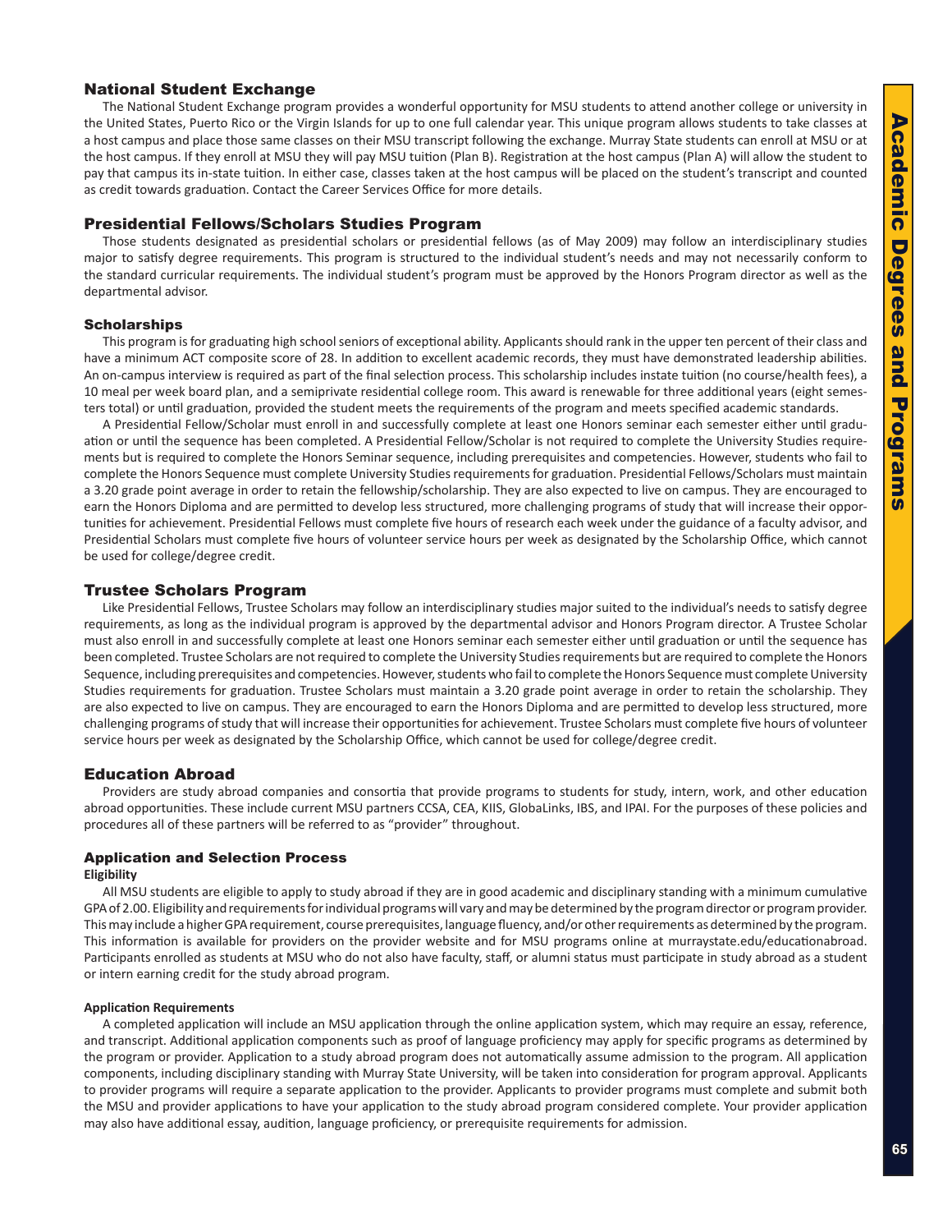## National Student Exchange

The National Student Exchange program provides a wonderful opportunity for MSU students to attend another college or university in the United States, Puerto Rico or the Virgin Islands for up to one full calendar year. This unique program allows students to take classes at a host campus and place those same classes on their MSU transcript following the exchange. Murray State students can enroll at MSU or at the host campus. If they enroll at MSU they will pay MSU tuition (Plan B). Registration at the host campus (Plan A) will allow the student to pay that campus its in-state tuition. In either case, classes taken at the host campus will be placed on the student's transcript and counted as credit towards graduation. Contact the Career Services Office for more details.

## Presidential Fellows/Scholars Studies Program

Those students designated as presidential scholars or presidential fellows (as of May 2009) may follow an interdisciplinary studies major to satisfy degree requirements. This program is structured to the individual student's needs and may not necessarily conform to the standard curricular requirements. The individual student's program must be approved by the Honors Program director as well as the departmental advisor.

### Scholarships

This program is for graduating high school seniors of exceptional ability. Applicants should rank in the upper ten percent of their class and have a minimum ACT composite score of 28. In addition to excellent academic records, they must have demonstrated leadership abilities. An on-campus interview is required as part of the final selection process. This scholarship includes instate tuition (no course/health fees), a 10 meal per week board plan, and a semiprivate residential college room. This award is renewable for three additional years (eight semesters total) or until graduation, provided the student meets the requirements of the program and meets specified academic standards.

A Presidential Fellow/Scholar must enroll in and successfully complete at least one Honors seminar each semester either until graduation or until the sequence has been completed. A Presidential Fellow/Scholar is not required to complete the University Studies requirements but is required to complete the Honors Seminar sequence, including prerequisites and competencies. However, students who fail to complete the Honors Sequence must complete University Studies requirements for graduation. Presidential Fellows/Scholars must maintain a 3.20 grade point average in order to retain the fellowship/scholarship. They are also expected to live on campus. They are encouraged to earn the Honors Diploma and are permitted to develop less structured, more challenging programs of study that will increase their opportunities for achievement. Presidential Fellows must complete five hours of research each week under the guidance of a faculty advisor, and Presidential Scholars must complete five hours of volunteer service hours per week as designated by the Scholarship Office, which cannot be used for college/degree credit.

## Trustee Scholars Program

Like Presidential Fellows, Trustee Scholars may follow an interdisciplinary studies major suited to the individual's needs to satisfy degree requirements, as long as the individual program is approved by the departmental advisor and Honors Program director. A Trustee Scholar must also enroll in and successfully complete at least one Honors seminar each semester either until graduation or until the sequence has been completed. Trustee Scholars are not required to complete the University Studies requirements but are required to complete the Honors Sequence, including prerequisites and competencies. However, students who fail to complete the Honors Sequence must complete University Studies requirements for graduation. Trustee Scholars must maintain a 3.20 grade point average in order to retain the scholarship. They are also expected to live on campus. They are encouraged to earn the Honors Diploma and are permitted to develop less structured, more challenging programs of study that will increase their opportunities for achievement. Trustee Scholars must complete five hours of volunteer service hours per week as designated by the Scholarship Office, which cannot be used for college/degree credit.

## Education Abroad

Providers are study abroad companies and consortia that provide programs to students for study, intern, work, and other education abroad opportunities. These include current MSU partners CCSA, CEA, KIIS, GlobaLinks, IBS, and IPAI. For the purposes of these policies and procedures all of these partners will be referred to as "provider" throughout.

### Application and Selection Process

**Eligibility**

All MSU students are eligible to apply to study abroad if they are in good academic and disciplinary standing with a minimum cumulative GPA of 2.00. Eligibility and requirements for individual programs will vary and may be determined by the program director or program provider. This may include a higher GPA requirement, course prerequisites, language fluency, and/or other requirements as determined by the program. This information is available for providers on the provider website and for MSU programs online at murraystate.edu/educationabroad. Participants enrolled as students at MSU who do not also have faculty, staff, or alumni status must participate in study abroad as a student or intern earning credit for the study abroad program.

**Application Requirements**

A completed application will include an MSU application through the online application system, which may require an essay, reference, and transcript. Additional application components such as proof of language proficiency may apply for specific programs as determined by the program or provider. Application to a study abroad program does not automatically assume admission to the program. All application components, including disciplinary standing with Murray State University, will be taken into consideration for program approval. Applicants to provider programs will require a separate application to the provider. Applicants to provider programs must complete and submit both the MSU and provider applications to have your application to the study abroad program considered complete. Your provider application may also have additional essay, audition, language proficiency, or prerequisite requirements for admission.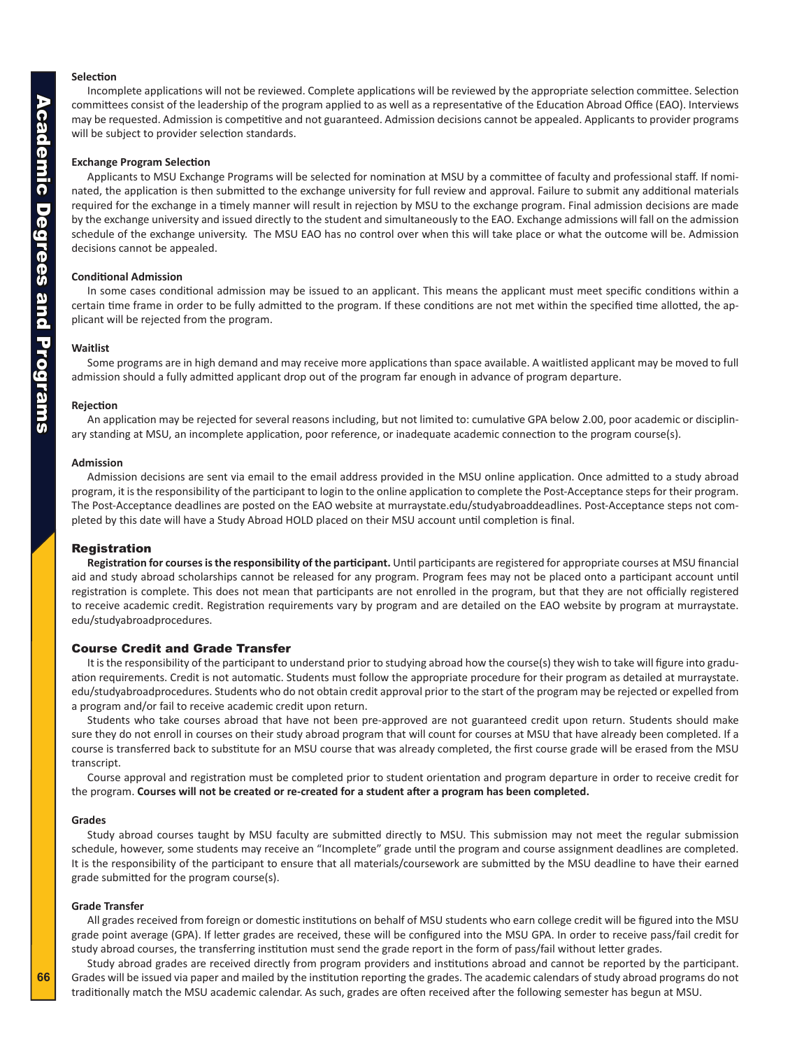#### Selection

Incomplete applications will not be reviewed. Complete applications will be reviewed by the appropriate selection committee. Selection committees consist of the leadership of the program applied to as well as a representative of the Education Abroad Office (EAO). Interviews may be requested. Admission is competitive and not guaranteed. Admission decisions cannot be appealed. Applicants to provider programs will be subject to provider selection standards.

#### Exchange Program Selection

Applicants to MSU Exchange Programs will be selected for nomination at MSU by a committee of faculty and professional staff. If nominated, the application is then submitted to the exchange university for full review and approval. Failure to submit any additional materials required for the exchange in a timely manner will result in rejection by MSU to the exchange program. Final admission decisions are made by the exchange university and issued directly to the student and simultaneously to the EAO. Exchange admissions will fall on the admission schedule of the exchange university. The MSU EAO has no control over when this will take place or what the outcome will be. Admission decisions cannot be appealed.

#### Conditional Admission

In some cases conditional admission may be issued to an applicant. This means the applicant must meet specific conditions within a certain time frame in order to be fully admitted to the program. If these conditions are not met within the specified time allotted, the applicant will be rejected from the program.

#### Waitlist

Some programs are in high demand and may receive more applications than space available. A waitlisted applicant may be moved to full admission should a fully admitted applicant drop out of the program far enough in advance of program departure.

#### Rejection

An application may be rejected for several reasons including, but not limited to: cumulative GPA below 2.00, poor academic or disciplinary standing at MSU, an incomplete application, poor reference, or inadequate academic connection to the program course(s).

#### Admission

Admission decisions are sent via email to the email address provided in the MSU online application. Once admitted to a study abroad program, it is the responsibility of the participant to login to the online application to complete the Post-Acceptance steps for their program. The Post-Acceptance deadlines are posted on the EAO website at murraystate.edu/studyabroaddeadlines. Post-Acceptance steps not completed by this date will have a Study Abroad HOLD placed on their MSU account until completion is final.

### Registration

**Registration for courses is the responsibility of the participant.** Until participants are registered for appropriate courses at MSU financial aid and study abroad scholarships cannot be released for any program. Program fees may not be placed onto a participant account until registration is complete. This does not mean that participants are not enrolled in the program, but that they are not officially registered to receive academic credit. Registration requirements vary by program and are detailed on the EAO website by program at murraystate.edu/studyabroadprocedures.

### Course Credit and Grade Transfer

It is the responsibility of the participant to understand prior to studying abroad how the course(s) they wish to take will figure into graduation requirements. Credit is not automatic. Students must follow the appropriate procedure for their program as detailed at murraystate.edu/studyabroadprocedures. Students who do not obtain credit approval prior to the start of the program may be rejected or expelled from a program and/or fail to receive academic credit upon return.

Students who take courses abroad that have not been pre-approved are not guaranteed credit upon return. Students should make sure they do not enroll in courses on their study abroad program that will count for courses at MSU that have already been completed. If a course is transferred back to substitute for an MSU course that was already completed, the first course grade will be erased from the MSU transcript.

Course approval and registration must be completed prior to student orientation and program departure in order to receive credit for the program. **Courses will not be created or re-created for a student after a program has been completed.**

#### Grades

Study abroad courses taught by MSU faculty are submitted directly to MSU. This submission may not meet the regular submission schedule, however, some students may receive an "Incomplete" grade until the program and course assignment deadlines are completed. It is the responsibility of the participant to ensure that all materials/coursework are submitted by the MSU deadline to have their earned grade submitted for the program course(s).

#### Grade Transfer

All grades received from foreign or domestic institutions on behalf of MSU students who earn college credit will be figured into the MSU grade point average (GPA). If letter grades are received, these will be configured into the MSU GPA. In order to receive pass/fail credit for study abroad courses, the transferring institution must send the grade report in the form of pass/fail without letter grades.

Study abroad grades are received directly from program providers and institutions abroad and cannot be reported by the participant. Grades will be issued via paper and mailed by the institution reporting the grades. The academic calendars of study abroad programs do not traditionally match the MSU academic calendar. As such, grades are often received after the following semester has begun at MSU.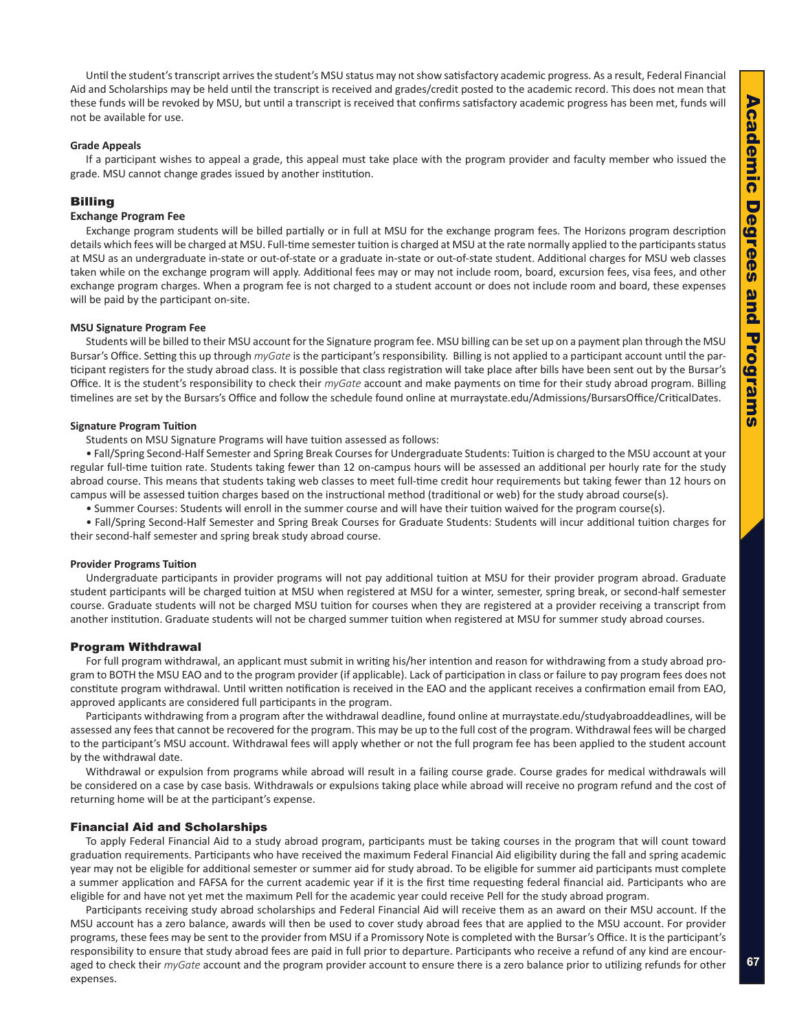Until the student's transcript arrives the student's MSU status may not show satisfactory academic progress. As a result, Federal Financial Aid and Scholarships may be held until the transcript is received and grades/credit posted to the academic record. This does not mean that these funds will be revoked by MSU, but until a transcript is received that confirms satisfactory academic progress has been met, funds will not be available for use.

**Grade Appeals**

If a participant wishes to appeal a grade, this appeal must take place with the program provider and faculty member who issued the grade. MSU cannot change grades issued by another institution.

## Billing

**Exchange Program Fee**

Exchange program students will be billed partially or in full at MSU for the exchange program fees. The Horizons program description details which fees will be charged at MSU. Full-time semester tuition is charged at MSU at the rate normally applied to the participants status at MSU as an undergraduate in-state or out-of-state or a graduate in-state or out-of-state student. Additional charges for MSU web classes taken while on the exchange program will apply. Additional fees may or may not include room, board, excursion fees, visa fees, and other exchange program charges. When a program fee is not charged to a student account or does not include room and board, these expenses will be paid by the participant on-site.

**MSU Signature Program Fee**

Students will be billed to their MSU account for the Signature program fee. MSU billing can be set up on a payment plan through the MSU Bursar's Office. Setting this up through *myGate* is the participant's responsibility. Billing is not applied to a participant account until the participant registers for the study abroad class. It is possible that class registration will take place after bills have been sent out by the Bursar's Office. It is the student's responsibility to check their *myGate* account and make payments on time for their study abroad program. Billing timelines are set by the Bursars's Office and follow the schedule found online at murraystate.edu/Admissions/BursarsOffice/CriticalDates.

**Signature Program Tuition**

Students on MSU Signature Programs will have tuition assessed as follows:

- Fall/Spring Second-Half Semester and Spring Break Courses for Undergraduate Students: Tuition is charged to the MSU account at your regular full-time tuition rate. Students taking fewer than 12 on-campus hours will be assessed an additional per hourly rate for the study abroad course. This means that students taking web classes to meet full-time credit hour requirements but taking fewer than 12 hours on campus will be assessed tuition charges based on the instructional method (traditional or web) for the study abroad course(s).
- Summer Courses: Students will enroll in the summer course and will have their tuition waived for the program course(s).
- Fall/Spring Second-Half Semester and Spring Break Courses for Graduate Students: Students will incur additional tuition charges for their second-half semester and spring break study abroad course.

**Provider Programs Tuition**

Undergraduate participants in provider programs will not pay additional tuition at MSU for their provider program abroad. Graduate student participants will be charged tuition at MSU when registered at MSU for a winter, semester, spring break, or second-half semester course. Graduate students will not be charged MSU tuition for courses when they are registered at a provider receiving a transcript from another institution. Graduate students will not be charged summer tuition when registered at MSU for summer study abroad courses.

## Program Withdrawal

For full program withdrawal, an applicant must submit in writing his/her intention and reason for withdrawing from a study abroad program to BOTH the MSU EAO and to the program provider (if applicable). Lack of participation in class or failure to pay program fees does not constitute program withdrawal. Until written notification is received in the EAO and the applicant receives a confirmation email from EAO, approved applicants are considered full participants in the program.

Participants withdrawing from a program after the withdrawal deadline, found online at murraystate.edu/studyabroaddeadlines, will be assessed any fees that cannot be recovered for the program. This may be up to the full cost of the program. Withdrawal fees will be charged to the participant's MSU account. Withdrawal fees will apply whether or not the full program fee has been applied to the student account by the withdrawal date.

Withdrawal or expulsion from programs while abroad will result in a failing course grade. Course grades for medical withdrawals will be considered on a case by case basis. Withdrawals or expulsions taking place while abroad will receive no program refund and the cost of returning home will be at the participant's expense.

## Financial Aid and Scholarships

To apply Federal Financial Aid to a study abroad program, participants must be taking courses in the program that will count toward graduation requirements. Participants who have received the maximum Federal Financial Aid eligibility during the fall and spring academic year may not be eligible for additional semester or summer aid for study abroad. To be eligible for summer aid participants must complete a summer application and FAFSA for the current academic year if it is the first time requesting federal financial aid. Participants who are eligible for and have not yet met the maximum Pell for the academic year could receive Pell for the study abroad program.

Participants receiving study abroad scholarships and Federal Financial Aid will receive them as an award on their MSU account. If the MSU account has a zero balance, awards will then be used to cover study abroad fees that are applied to the MSU account. For provider programs, these fees may be sent to the provider from MSU if a Promissory Note is completed with the Bursar's Office. It is the participant's responsibility to ensure that study abroad fees are paid in full prior to departure. Participants who receive a refund of any kind are encouraged to check their *myGate* account and the program provider account to ensure there is a zero balance prior to utilizing refunds for other expenses.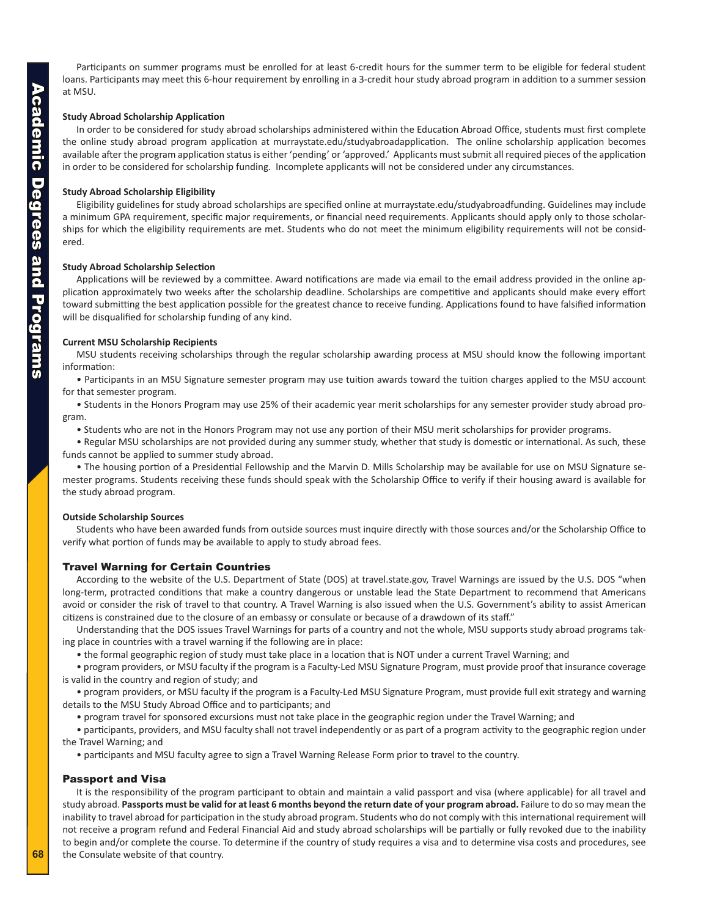Participants on summer programs must be enrolled for at least 6-credit hours for the summer term to be eligible for federal student loans. Participants may meet this 6-hour requirement by enrolling in a 3-credit hour study abroad program in addition to a summer session at MSU.

**Study Abroad Scholarship Application**

In order to be considered for study abroad scholarships administered within the Education Abroad Office, students must first complete the online study abroad program application at murraystate.edu/studyabroadapplication. The online scholarship application becomes available after the program application status is either 'pending' or 'approved.' Applicants must submit all required pieces of the application in order to be considered for scholarship funding. Incomplete applicants will not be considered under any circumstances.

**Study Abroad Scholarship Eligibility**

Eligibility guidelines for study abroad scholarships are specified online at murraystate.edu/studyabroadfunding. Guidelines may include a minimum GPA requirement, specific major requirements, or financial need requirements. Applicants should apply only to those scholarships for which the eligibility requirements are met. Students who do not meet the minimum eligibility requirements will not be considered.

**Study Abroad Scholarship Selection**

Applications will be reviewed by a committee. Award notifications are made via email to the email address provided in the online application approximately two weeks after the scholarship deadline. Scholarships are competitive and applicants should make every effort toward submitting the best application possible for the greatest chance to receive funding. Applications found to have falsified information will be disqualified for scholarship funding of any kind.

**Current MSU Scholarship Recipients**

MSU students receiving scholarships through the regular scholarship awarding process at MSU should know the following important information:

- Participants in an MSU Signature semester program may use tuition awards toward the tuition charges applied to the MSU account for that semester program.
- Students in the Honors Program may use 25% of their academic year merit scholarships for any semester provider study abroad program.
- Students who are not in the Honors Program may not use any portion of their MSU merit scholarships for provider programs.
- Regular MSU scholarships are not provided during any summer study, whether that study is domestic or international. As such, these funds cannot be applied to summer study abroad.
- The housing portion of a Presidential Fellowship and the Marvin D. Mills Scholarship may be available for use on MSU Signature semester programs. Students receiving these funds should speak with the Scholarship Office to verify if their housing award is available for the study abroad program.

**Outside Scholarship Sources**

Students who have been awarded funds from outside sources must inquire directly with those sources and/or the Scholarship Office to verify what portion of funds may be available to apply to study abroad fees.

## Travel Warning for Certain Countries

According to the website of the U.S. Department of State (DOS) at travel.state.gov, Travel Warnings are issued by the U.S. DOS "when long-term, protracted conditions that make a country dangerous or unstable lead the State Department to recommend that Americans avoid or consider the risk of travel to that country. A Travel Warning is also issued when the U.S. Government's ability to assist American citizens is constrained due to the closure of an embassy or consulate or because of a drawdown of its staff."

Understanding that the DOS issues Travel Warnings for parts of a country and not the whole, MSU supports study abroad programs taking place in countries with a travel warning if the following are in place:

- the formal geographic region of study must take place in a location that is NOT under a current Travel Warning; and
- program providers, or MSU faculty if the program is a Faculty-Led MSU Signature Program, must provide proof that insurance coverage is valid in the country and region of study; and
- program providers, or MSU faculty if the program is a Faculty-Led MSU Signature Program, must provide full exit strategy and warning details to the MSU Study Abroad Office and to participants; and
- program travel for sponsored excursions must not take place in the geographic region under the Travel Warning; and
- participants, providers, and MSU faculty shall not travel independently or as part of a program activity to the geographic region under the Travel Warning; and
- participants and MSU faculty agree to sign a Travel Warning Release Form prior to travel to the country.

## Passport and Visa

It is the responsibility of the program participant to obtain and maintain a valid passport and visa (where applicable) for all travel and study abroad. **Passports must be valid for at least 6 months beyond the return date of your program abroad.** Failure to do so may mean the inability to travel abroad for participation in the study abroad program. Students who do not comply with this international requirement will not receive a program refund and Federal Financial Aid and study abroad scholarships will be partially or fully revoked due to the inability to begin and/or complete the course. To determine if the country of study requires a visa and to determine visa costs and procedures, see the Consulate website of that country.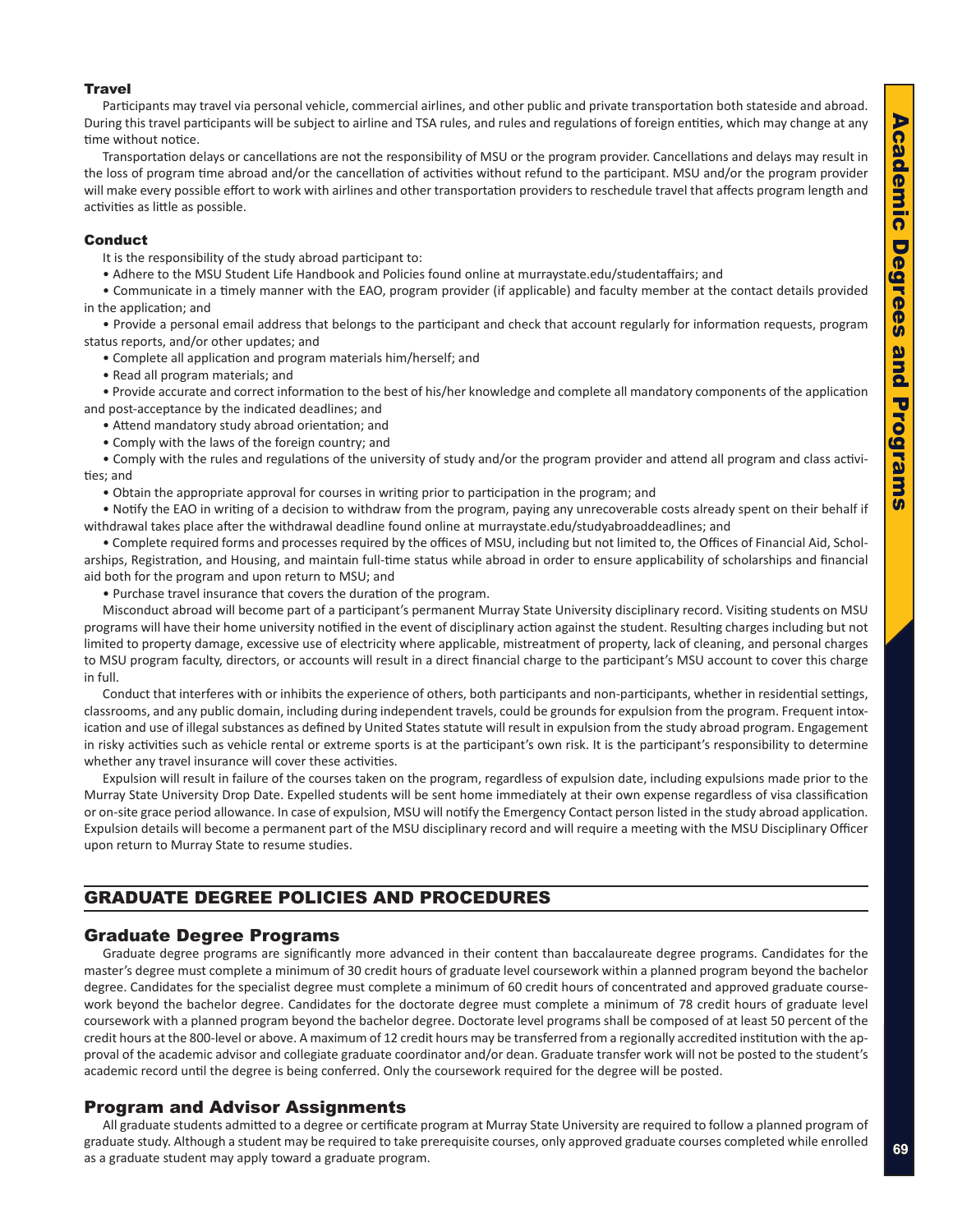### Travel

Participants may travel via personal vehicle, commercial airlines, and other public and private transportation both stateside and abroad. During this travel participants will be subject to airline and TSA rules, and rules and regulations of foreign entities, which may change at any time without notice.

Transportation delays or cancellations are not the responsibility of MSU or the program provider. Cancellations and delays may result in the loss of program time abroad and/or the cancellation of activities without refund to the participant. MSU and/or the program provider will make every possible effort to work with airlines and other transportation providers to reschedule travel that affects program length and activities as little as possible.

### Conduct

It is the responsibility of the study abroad participant to:

- Adhere to the MSU Student Life Handbook and Policies found online at murraystate.edu/studentaffairs; and
- Communicate in a timely manner with the EAO, program provider (if applicable) and faculty member at the contact details provided in the application; and
- Provide a personal email address that belongs to the participant and check that account regularly for information requests, program status reports, and/or other updates; and
- Complete all application and program materials him/herself; and
- Read all program materials; and
- Provide accurate and correct information to the best of his/her knowledge and complete all mandatory components of the application and post-acceptance by the indicated deadlines; and
- Attend mandatory study abroad orientation; and
- Comply with the laws of the foreign country; and
- Comply with the rules and regulations of the university of study and/or the program provider and attend all program and class activities; and
- Obtain the appropriate approval for courses in writing prior to participation in the program; and
- Notify the EAO in writing of a decision to withdraw from the program, paying any unrecoverable costs already spent on their behalf if withdrawal takes place after the withdrawal deadline found online at murraystate.edu/studyabroaddeadlines; and
- Complete required forms and processes required by the offices of MSU, including but not limited to, the Offices of Financial Aid, Scholarships, Registration, and Housing, and maintain full-time status while abroad in order to ensure applicability of scholarships and financial aid both for the program and upon return to MSU; and
- Purchase travel insurance that covers the duration of the program.

Misconduct abroad will become part of a participant's permanent Murray State University disciplinary record. Visiting students on MSU programs will have their home university notified in the event of disciplinary action against the student. Resulting charges including but not limited to property damage, excessive use of electricity where applicable, mistreatment of property, lack of cleaning, and personal charges to MSU program faculty, directors, or accounts will result in a direct financial charge to the participant's MSU account to cover this charge in full.

Conduct that interferes with or inhibits the experience of others, both participants and non-participants, whether in residential settings, classrooms, and any public domain, including during independent travels, could be grounds for expulsion from the program. Frequent intoxication and use of illegal substances as defined by United States statute will result in expulsion from the study abroad program. Engagement in risky activities such as vehicle rental or extreme sports is at the participant's own risk. It is the participant's responsibility to determine whether any travel insurance will cover these activities.

Expulsion will result in failure of the courses taken on the program, regardless of expulsion date, including expulsions made prior to the Murray State University Drop Date. Expelled students will be sent home immediately at their own expense regardless of visa classification or on-site grace period allowance. In case of expulsion, MSU will notify the Emergency Contact person listed in the study abroad application. Expulsion details will become a permanent part of the MSU disciplinary record and will require a meeting with the MSU Disciplinary Officer upon return to Murray State to resume studies.

## GRADUATE DEGREE POLICIES AND PROCEDURES

### Graduate Degree Programs

Graduate degree programs are significantly more advanced in their content than baccalaureate degree programs. Candidates for the master's degree must complete a minimum of 30 credit hours of graduate level coursework within a planned program beyond the bachelor degree. Candidates for the specialist degree must complete a minimum of 60 credit hours of concentrated and approved graduate coursework beyond the bachelor degree. Candidates for the doctorate degree must complete a minimum of 78 credit hours of graduate level coursework with a planned program beyond the bachelor degree. Doctorate level programs shall be composed of at least 50 percent of the credit hours at the 800-level or above. A maximum of 12 credit hours may be transferred from a regionally accredited institution with the approval of the academic advisor and collegiate graduate coordinator and/or dean. Graduate transfer work will not be posted to the student's academic record until the degree is being conferred. Only the coursework required for the degree will be posted.

### Program and Advisor Assignments

All graduate students admitted to a degree or certificate program at Murray State University are required to follow a planned program of graduate study. Although a student may be required to take prerequisite courses, only approved graduate courses completed while enrolled as a graduate student may apply toward a graduate program.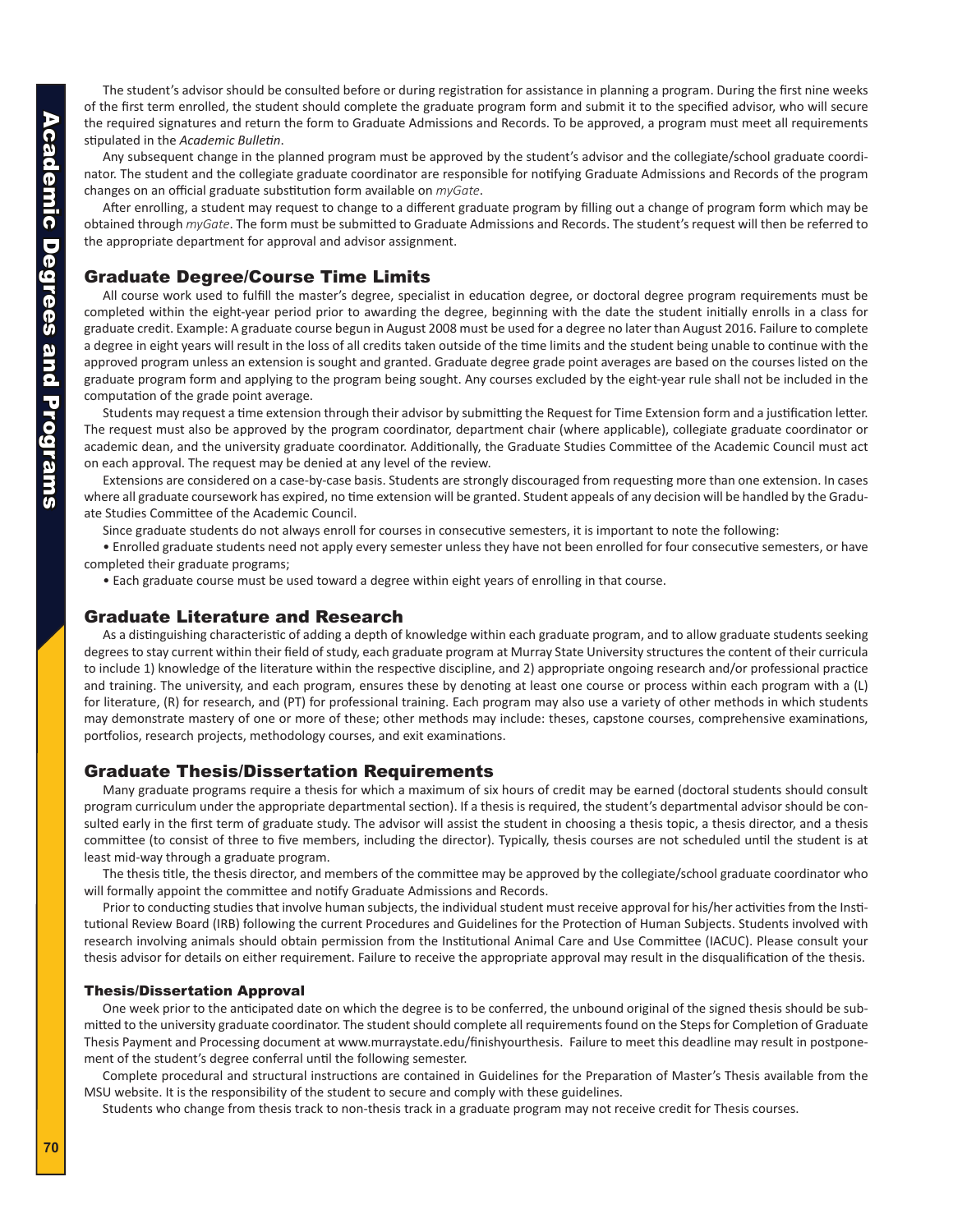The student's advisor should be consulted before or during registration for assistance in planning a program. During the first nine weeks of the first term enrolled, the student should complete the graduate program form and submit it to the specified advisor, who will secure the required signatures and return the form to Graduate Admissions and Records. To be approved, a program must meet all requirements stipulated in the *Academic Bulletin*.

Any subsequent change in the planned program must be approved by the student's advisor and the collegiate/school graduate coordinator. The student and the collegiate graduate coordinator are responsible for notifying Graduate Admissions and Records of the program changes on an official graduate substitution form available on *myGate*.

After enrolling, a student may request to change to a different graduate program by filling out a change of program form which may be obtained through *myGate*. The form must be submitted to Graduate Admissions and Records. The student's request will then be referred to the appropriate department for approval and advisor assignment.

## Graduate Degree/Course Time Limits

All course work used to fulfill the master's degree, specialist in education degree, or doctoral degree program requirements must be completed within the eight-year period prior to awarding the degree, beginning with the date the student initially enrolls in a class for graduate credit. Example: A graduate course begun in August 2008 must be used for a degree no later than August 2016. Failure to complete a degree in eight years will result in the loss of all credits taken outside of the time limits and the student being unable to continue with the approved program unless an extension is sought and granted. Graduate degree grade point averages are based on the courses listed on the graduate program form and applying to the program being sought. Any courses excluded by the eight-year rule shall not be included in the computation of the grade point average.

Students may request a time extension through their advisor by submitting the Request for Time Extension form and a justification letter. The request must also be approved by the program coordinator, department chair (where applicable), collegiate graduate coordinator or academic dean, and the university graduate coordinator. Additionally, the Graduate Studies Committee of the Academic Council must act on each approval. The request may be denied at any level of the review.

Extensions are considered on a case-by-case basis. Students are strongly discouraged from requesting more than one extension. In cases where all graduate coursework has expired, no time extension will be granted. Student appeals of any decision will be handled by the Graduate Studies Committee of the Academic Council.

Since graduate students do not always enroll for courses in consecutive semesters, it is important to note the following:

- Enrolled graduate students need not apply every semester unless they have not been enrolled for four consecutive semesters, or have completed their graduate programs;
- Each graduate course must be used toward a degree within eight years of enrolling in that course.

## Graduate Literature and Research

As a distinguishing characteristic of adding a depth of knowledge within each graduate program, and to allow graduate students seeking degrees to stay current within their field of study, each graduate program at Murray State University structures the content of their curricula to include 1) knowledge of the literature within the respective discipline, and 2) appropriate ongoing research and/or professional practice and training. The university, and each program, ensures these by denoting at least one course or process within each program with a (L) for literature, (R) for research, and (PT) for professional training. Each program may also use a variety of other methods in which students may demonstrate mastery of one or more of these; other methods may include: theses, capstone courses, comprehensive examinations, portfolios, research projects, methodology courses, and exit examinations.

## Graduate Thesis/Dissertation Requirements

Many graduate programs require a thesis for which a maximum of six hours of credit may be earned (doctoral students should consult program curriculum under the appropriate departmental section). If a thesis is required, the student's departmental advisor should be consulted early in the first term of graduate study. The advisor will assist the student in choosing a thesis topic, a thesis director, and a thesis committee (to consist of three to five members, including the director). Typically, thesis courses are not scheduled until the student is at least mid-way through a graduate program.

The thesis title, the thesis director, and members of the committee may be approved by the collegiate/school graduate coordinator who will formally appoint the committee and notify Graduate Admissions and Records.

Prior to conducting studies that involve human subjects, the individual student must receive approval for his/her activities from the Institutional Review Board (IRB) following the current Procedures and Guidelines for the Protection of Human Subjects. Students involved with research involving animals should obtain permission from the Institutional Animal Care and Use Committee (IACUC). Please consult your thesis advisor for details on either requirement. Failure to receive the appropriate approval may result in the disqualification of the thesis.

### Thesis/Dissertation Approval

One week prior to the anticipated date on which the degree is to be conferred, the unbound original of the signed thesis should be submitted to the university graduate coordinator. The student should complete all requirements found on the Steps for Completion of Graduate Thesis Payment and Processing document at www.murraystate.edu/finishyourthesis. Failure to meet this deadline may result in postponement of the student's degree conferral until the following semester.

Complete procedural and structural instructions are contained in Guidelines for the Preparation of Master's Thesis available from the MSU website. It is the responsibility of the student to secure and comply with these guidelines.

Students who change from thesis track to non-thesis track in a graduate program may not receive credit for Thesis courses.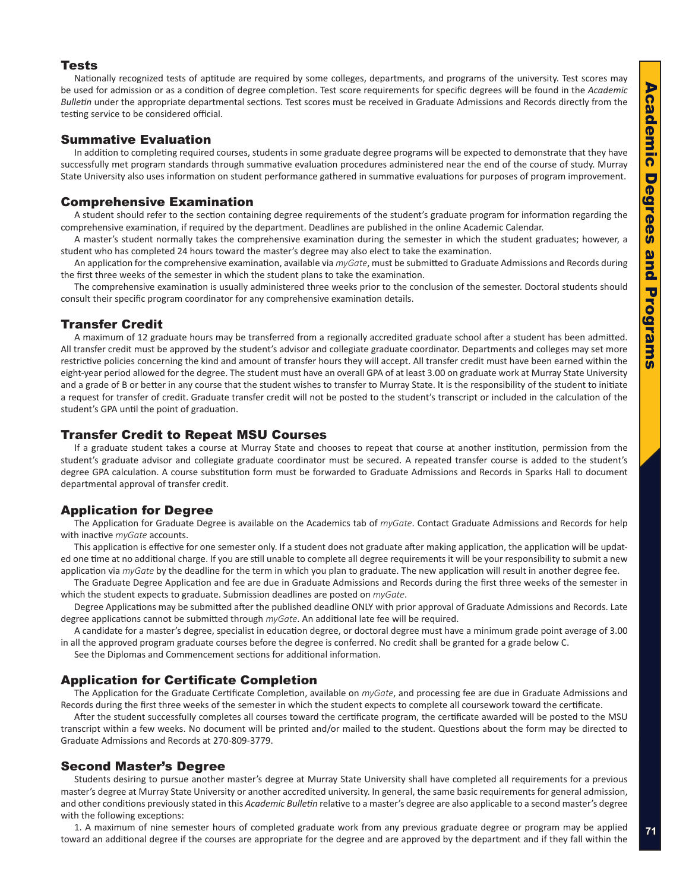## Tests

Nationally recognized tests of aptitude are required by some colleges, departments, and programs of the university. Test scores may be used for admission or as a condition of degree completion. Test score requirements for specific degrees will be found in the *Academic Bulletin* under the appropriate departmental sections. Test scores must be received in Graduate Admissions and Records directly from the testing service to be considered official.

## Summative Evaluation

In addition to completing required courses, students in some graduate degree programs will be expected to demonstrate that they have successfully met program standards through summative evaluation procedures administered near the end of the course of study. Murray State University also uses information on student performance gathered in summative evaluations for purposes of program improvement.

## Comprehensive Examination

A student should refer to the section containing degree requirements of the student's graduate program for information regarding the comprehensive examination, if required by the department. Deadlines are published in the online Academic Calendar.

A master's student normally takes the comprehensive examination during the semester in which the student graduates; however, a student who has completed 24 hours toward the master's degree may also elect to take the examination.

An application for the comprehensive examination, available via *myGate*, must be submitted to Graduate Admissions and Records during the first three weeks of the semester in which the student plans to take the examination.

The comprehensive examination is usually administered three weeks prior to the conclusion of the semester. Doctoral students should consult their specific program coordinator for any comprehensive examination details.

## Transfer Credit

A maximum of 12 graduate hours may be transferred from a regionally accredited graduate school after a student has been admitted. All transfer credit must be approved by the student's advisor and collegiate graduate coordinator. Departments and colleges may set more restrictive policies concerning the kind and amount of transfer hours they will accept. All transfer credit must have been earned within the eight-year period allowed for the degree. The student must have an overall GPA of at least 3.00 on graduate work at Murray State University and a grade of B or better in any course that the student wishes to transfer to Murray State. It is the responsibility of the student to initiate a request for transfer of credit. Graduate transfer credit will not be posted to the student's transcript or included in the calculation of the student's GPA until the point of graduation.

## Transfer Credit to Repeat MSU Courses

If a graduate student takes a course at Murray State and chooses to repeat that course at another institution, permission from the student's graduate advisor and collegiate graduate coordinator must be secured. A repeated transfer course is added to the student's degree GPA calculation. A course substitution form must be forwarded to Graduate Admissions and Records in Sparks Hall to document departmental approval of transfer credit.

## Application for Degree

The Application for Graduate Degree is available on the Academics tab of *myGate*. Contact Graduate Admissions and Records for help with inactive *myGate* accounts.

This application is effective for one semester only. If a student does not graduate after making application, the application will be updated one time at no additional charge. If you are still unable to complete all degree requirements it will be your responsibility to submit a new application via *myGate* by the deadline for the term in which you plan to graduate. The new application will result in another degree fee.

The Graduate Degree Application and fee are due in Graduate Admissions and Records during the first three weeks of the semester in which the student expects to graduate. Submission deadlines are posted on *myGate*.

Degree Applications may be submitted after the published deadline ONLY with prior approval of Graduate Admissions and Records. Late degree applications cannot be submitted through *myGate*. An additional late fee will be required.

A candidate for a master's degree, specialist in education degree, or doctoral degree must have a minimum grade point average of 3.00 in all the approved program graduate courses before the degree is conferred. No credit shall be granted for a grade below C.

See the Diplomas and Commencement sections for additional information.

## Application for Certificate Completion

The Application for the Graduate Certificate Completion, available on *myGate*, and processing fee are due in Graduate Admissions and Records during the first three weeks of the semester in which the student expects to complete all coursework toward the certificate.

After the student successfully completes all courses toward the certificate program, the certificate awarded will be posted to the MSU transcript within a few weeks. No document will be printed and/or mailed to the student. Questions about the form may be directed to Graduate Admissions and Records at 270-809-3779.

## Second Master's Degree

Students desiring to pursue another master's degree at Murray State University shall have completed all requirements for a previous master's degree at Murray State University or another accredited university. In general, the same basic requirements for general admission, and other conditions previously stated in this *Academic Bulletin* relative to a master's degree are also applicable to a second master's degree with the following exceptions:

1. A maximum of nine semester hours of completed graduate work from any previous graduate degree or program may be applied toward an additional degree if the courses are appropriate for the degree and are approved by the department and if they fall within the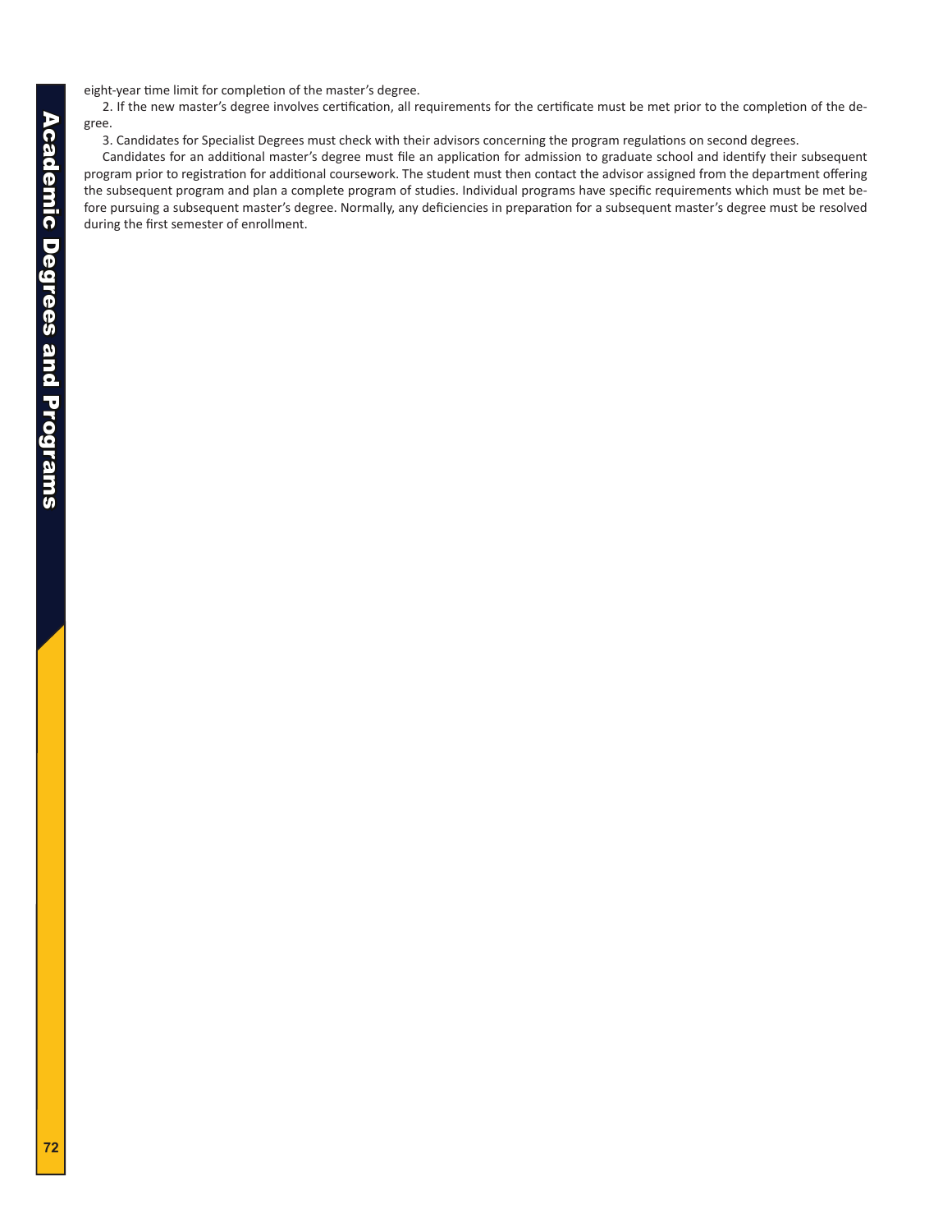eight-year time limit for completion of the master's degree.

2. If the new master's degree involves certification, all requirements for the certificate must be met prior to the completion of the degree.

3. Candidates for Specialist Degrees must check with their advisors concerning the program regulations on second degrees.

Candidates for an additional master's degree must file an application for admission to graduate school and identify their subsequent program prior to registration for additional coursework. The student must then contact the advisor assigned from the department offering the subsequent program and plan a complete program of studies. Individual programs have specific requirements which must be met before pursuing a subsequent master's degree. Normally, any deficiencies in preparation for a subsequent master's degree must be resolved during the first semester of enrollment.